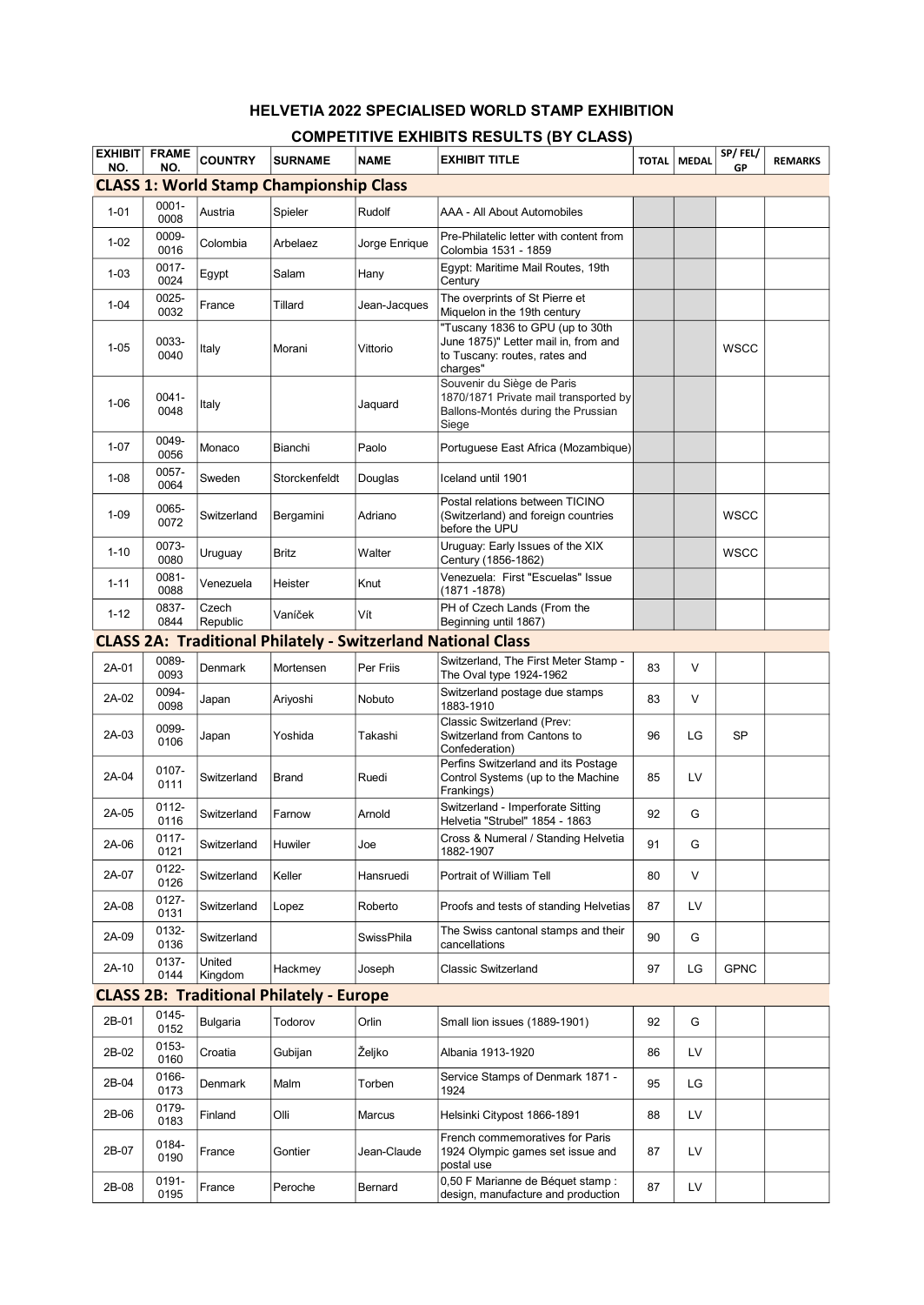## HELVETIA 2022 SPECIALISED WORLD STAMP EXHIBITION

### COMPETITIVE EXHIBITS RESULTS (BY CLASS)

| EXHIBIT NO. | FRAME NO. | COUNTRY | SURNAME | NAME | EXHIBIT TITLE | TOTAL | MEDAL | SP/ FEL/ GP | REMARKS |
|---|---|---|---|---|---|---|---|---|---|
| **CLASS 1: World Stamp Championship Class** | | | | | | | | | |
| 1-01 | 0001-0008 | Austria | Spieler | Rudolf | AAA - All About Automobiles | | | | |
| 1-02 | 0009-0016 | Colombia | Arbelaez | Jorge Enrique | Pre-Philatelic letter with content from Colombia 1531 - 1859 | | | | |
| 1-03 | 0017-0024 | Egypt | Salam | Hany | Egypt: Maritime Mail Routes, 19th Century | | | | |
| 1-04 | 0025-0032 | France | Tillard | Jean-Jacques | The overprints of St Pierre et Miquelon in the 19th century | | | | |
| 1-05 | 0033-0040 | Italy | Morani | Vittorio | "Tuscany 1836 to GPU (up to 30th June 1875)" Letter mail in, from and to Tuscany: routes, rates and charges" | | | WSCC | |
| 1-06 | 0041-0048 | Italy | | Jaquard | Souvenir du Siège de Paris 1870/1871 Private mail transported by Ballons-Montés during the Prussian Siege | | | | |
| 1-07 | 0049-0056 | Monaco | Bianchi | Paolo | Portuguese East Africa (Mozambique) | | | | |
| 1-08 | 0057-0064 | Sweden | Storckenfeldt | Douglas | Iceland until 1901 | | | | |
| 1-09 | 0065-0072 | Switzerland | Bergamini | Adriano | Postal relations between TICINO (Switzerland) and foreign countries before the UPU | | | WSCC | |
| 1-10 | 0073-0080 | Uruguay | Britz | Walter | Uruguay: Early Issues of the XIX Century (1856-1862) | | | WSCC | |
| 1-11 | 0081-0088 | Venezuela | Heister | Knut | Venezuela: First "Escuelas" Issue (1871 -1878) | | | | |
| 1-12 | 0837-0844 | Czech Republic | Vaníček | Vít | PH of Czech Lands (From the Beginning until 1867) | | | | |
| **CLASS 2A: Traditional Philately - Switzerland National Class** | | | | | | | | | |
| 2A-01 | 0089-0093 | Denmark | Mortensen | Per Friis | Switzerland, The First Meter Stamp - The Oval type 1924-1962 | 83 | V | | |
| 2A-02 | 0094-0098 | Japan | Ariyoshi | Nobuto | Switzerland postage due stamps 1883-1910 | 83 | V | | |
| 2A-03 | 0099-0106 | Japan | Yoshida | Takashi | Classic Switzerland (Prev: Switzerland from Cantons to Confederation) | 96 | LG | SP | |
| 2A-04 | 0107-0111 | Switzerland | Brand | Ruedi | Perfins Switzerland and its Postage Control Systems (up to the Machine Frankings) | 85 | LV | | |
| 2A-05 | 0112-0116 | Switzerland | Farnow | Arnold | Switzerland - Imperforate Sitting Helvetia "Strubel" 1854 - 1863 | 92 | G | | |
| 2A-06 | 0117-0121 | Switzerland | Huwiler | Joe | Cross & Numeral / Standing Helvetia 1882-1907 | 91 | G | | |
| 2A-07 | 0122-0126 | Switzerland | Keller | Hansruedi | Portrait of William Tell | 80 | V | | |
| 2A-08 | 0127-0131 | Switzerland | Lopez | Roberto | Proofs and tests of standing Helvetias | 87 | LV | | |
| 2A-09 | 0132-0136 | Switzerland | | SwissPhila | The Swiss cantonal stamps and their cancellations | 90 | G | | |
| 2A-10 | 0137-0144 | United Kingdom | Hackmey | Joseph | Classic Switzerland | 97 | LG | GPNC | |
| **CLASS 2B: Traditional Philately - Europe** | | | | | | | | | |
| 2B-01 | 0145-0152 | Bulgaria | Todorov | Orlin | Small lion issues (1889-1901) | 92 | G | | |
| 2B-02 | 0153-0160 | Croatia | Gubijan | Željko | Albania 1913-1920 | 86 | LV | | |
| 2B-04 | 0166-0173 | Denmark | Malm | Torben | Service Stamps of Denmark 1871 - 1924 | 95 | LG | | |
| 2B-06 | 0179-0183 | Finland | Olli | Marcus | Helsinki Citypost 1866-1891 | 88 | LV | | |
| 2B-07 | 0184-0190 | France | Gontier | Jean-Claude | French commemoratives for Paris 1924 Olympic games set issue and postal use | 87 | LV | | |
| 2B-08 | 0191-0195 | France | Peroche | Bernard | 0,50 F Marianne de Béquet stamp : design, manufacture and production | 87 | LV | | |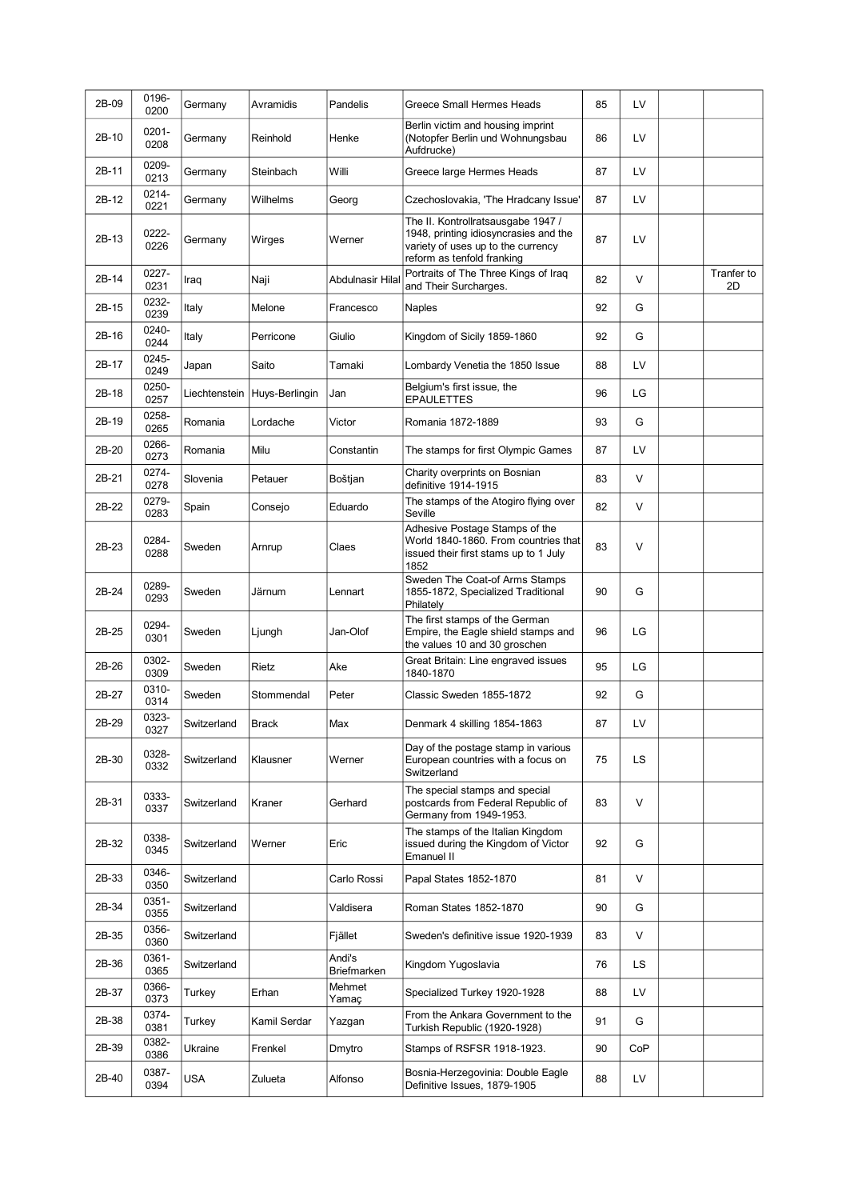| 2B-09 | 0196-0200 | Germany | Avramidis | Pandelis | Greece Small Hermes Heads | 85 | LV | | |
|---|---|---|---|---|---|---|---|---|---|
| 2B-10 | 0201-0208 | Germany | Reinhold | Henke | Berlin victim and housing imprint (Notopfer Berlin und Wohnungsbau Aufdrucke) | 86 | LV | | |
| 2B-11 | 0209-0213 | Germany | Steinbach | Willi | Greece large Hermes Heads | 87 | LV | | |
| 2B-12 | 0214-0221 | Germany | Wilhelms | Georg | Czechoslovakia, 'The Hradcany Issue' | 87 | LV | | |
| 2B-13 | 0222-0226 | Germany | Wirges | Werner | The II. Kontrollratsausgabe 1947 / 1948, printing idiosyncrasies and the variety of uses up to the currency reform as tenfold franking | 87 | LV | | |
| 2B-14 | 0227-0231 | Iraq | Naji | Abdulnasir Hilal | Portraits of The Three Kings of Iraq and Their Surcharges. | 82 | V | | Tranfer to 2D |
| 2B-15 | 0232-0239 | Italy | Melone | Francesco | Naples | 92 | G | | |
| 2B-16 | 0240-0244 | Italy | Perricone | Giulio | Kingdom of Sicily 1859-1860 | 92 | G | | |
| 2B-17 | 0245-0249 | Japan | Saito | Tamaki | Lombardy Venetia the 1850 Issue | 88 | LV | | |
| 2B-18 | 0250-0257 | Liechtenstein | Huys-Berlingin | Jan | Belgium's first issue, the EPAULETTES | 96 | LG | | |
| 2B-19 | 0258-0265 | Romania | Lordache | Victor | Romania 1872-1889 | 93 | G | | |
| 2B-20 | 0266-0273 | Romania | Milu | Constantin | The stamps for first Olympic Games | 87 | LV | | |
| 2B-21 | 0274-0278 | Slovenia | Petauer | Boštjan | Charity overprints on Bosnian definitive 1914-1915 | 83 | V | | |
| 2B-22 | 0279-0283 | Spain | Consejo | Eduardo | The stamps of the Atogiro flying over Seville | 82 | V | | |
| 2B-23 | 0284-0288 | Sweden | Arnrup | Claes | Adhesive Postage Stamps of the World 1840-1860. From countries that issued their first stams up to 1 July 1852 | 83 | V | | |
| 2B-24 | 0289-0293 | Sweden | Järnum | Lennart | Sweden The Coat-of Arms Stamps 1855-1872, Specialized Traditional Philately | 90 | G | | |
| 2B-25 | 0294-0301 | Sweden | Ljungh | Jan-Olof | The first stamps of the German Empire, the Eagle shield stamps and the values 10 and 30 groschen | 96 | LG | | |
| 2B-26 | 0302-0309 | Sweden | Rietz | Ake | Great Britain: Line engraved issues 1840-1870 | 95 | LG | | |
| 2B-27 | 0310-0314 | Sweden | Stommendal | Peter | Classic Sweden 1855-1872 | 92 | G | | |
| 2B-29 | 0323-0327 | Switzerland | Brack | Max | Denmark 4 skilling 1854-1863 | 87 | LV | | |
| 2B-30 | 0328-0332 | Switzerland | Klausner | Werner | Day of the postage stamp in various European countries with a focus on Switzerland | 75 | LS | | |
| 2B-31 | 0333-0337 | Switzerland | Kraner | Gerhard | The special stamps and special postcards from Federal Republic of Germany from 1949-1953. | 83 | V | | |
| 2B-32 | 0338-0345 | Switzerland | Werner | Eric | The stamps of the Italian Kingdom issued during the Kingdom of Victor Emanuel II | 92 | G | | |
| 2B-33 | 0346-0350 | Switzerland | | Carlo Rossi | Papal States 1852-1870 | 81 | V | | |
| 2B-34 | 0351-0355 | Switzerland | | Valdisera | Roman States 1852-1870 | 90 | G | | |
| 2B-35 | 0356-0360 | Switzerland | | Fjället | Sweden's definitive issue 1920-1939 | 83 | V | | |
| 2B-36 | 0361-0365 | Switzerland | | Andi's Briefmarken | Kingdom Yugoslavia | 76 | LS | | |
| 2B-37 | 0366-0373 | Turkey | Erhan | Mehmet Yamaç | Specialized Turkey 1920-1928 | 88 | LV | | |
| 2B-38 | 0374-0381 | Turkey | Kamil Serdar | Yazgan | From the Ankara Government to the Turkish Republic (1920-1928) | 91 | G | | |
| 2B-39 | 0382-0386 | Ukraine | Frenkel | Dmytro | Stamps of RSFSR 1918-1923. | 90 | CoP | | |
| 2B-40 | 0387-0394 | USA | Zulueta | Alfonso | Bosnia-Herzegovinia: Double Eagle Definitive Issues, 1879-1905 | 88 | LV | | |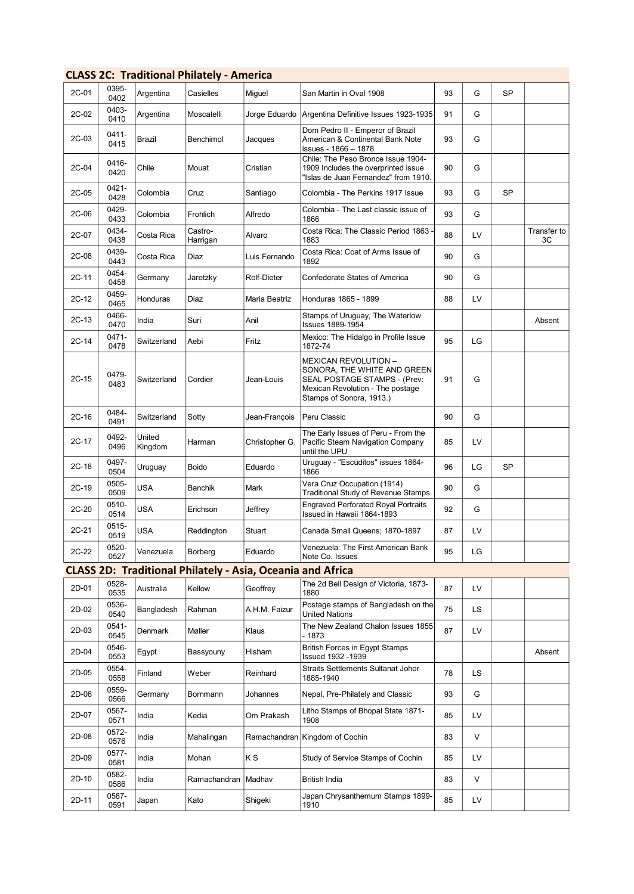## CLASS 2C: Traditional Philately - America

| | | | | | | | | | |
|---|---|---|---|---|---|---|---|---|---|
| 2C-01 | 0395-0402 | Argentina | Casielles | Miguel | San Martin in Oval 1908 | 93 | G | SP | |
| 2C-02 | 0403-0410 | Argentina | Moscatelli | Jorge Eduardo | Argentina Definitive Issues 1923-1935 | 91 | G | | |
| 2C-03 | 0411-0415 | Brazil | Benchimol | Jacques | Dom Pedro II - Emperor of Brazil American & Continental Bank Note issues - 1866 – 1878 | 93 | G | | |
| 2C-04 | 0416-0420 | Chile | Mouat | Cristian | Chile: The Peso Bronce Issue 1904-1909 Includes the overprinted issue "Islas de Juan Fernandez" from 1910. | 90 | G | | |
| 2C-05 | 0421-0428 | Colombia | Cruz | Santiago | Colombia - The Perkins 1917 Issue | 93 | G | SP | |
| 2C-06 | 0429-0433 | Colombia | Frohlich | Alfredo | Colombia - The Last classic issue of 1866 | 93 | G | | |
| 2C-07 | 0434-0438 | Costa Rica | Castro-Harrigan | Alvaro | Costa Rica: The Classic Period 1863 - 1883 | 88 | LV | | Transfer to 3C |
| 2C-08 | 0439-0443 | Costa Rica | Diaz | Luis Fernando | Costa Rica: Coat of Arms Issue of 1892 | 90 | G | | |
| 2C-11 | 0454-0458 | Germany | Jaretzky | Rolf-Dieter | Confederate States of America | 90 | G | | |
| 2C-12 | 0459-0465 | Honduras | Diaz | Maria Beatriz | Honduras 1865 - 1899 | 88 | LV | | |
| 2C-13 | 0466-0470 | India | Suri | Anil | Stamps of Uruguay, The Waterlow Issues 1889-1954 | | | | Absent |
| 2C-14 | 0471-0478 | Switzerland | Aebi | Fritz | Mexico: The Hidalgo in Profile Issue 1872-74 | 95 | LG | | |
| 2C-15 | 0479-0483 | Switzerland | Cordier | Jean-Louis | MEXICAN REVOLUTION – SONORA, THE WHITE AND GREEN SEAL POSTAGE STAMPS - (Prev: Mexican Revolution - The postage Stamps of Sonora, 1913.) | 91 | G | | |
| 2C-16 | 0484-0491 | Switzerland | Sotty | Jean-François | Peru Classic | 90 | G | | |
| 2C-17 | 0492-0496 | United Kingdom | Harman | Christopher G. | The Early Issues of Peru - From the Pacific Steam Navigation Company until the UPU | 85 | LV | | |
| 2C-18 | 0497-0504 | Uruguay | Boido | Eduardo | Uruguay - "Escuditos" issues 1864-1866 | 96 | LG | SP | |
| 2C-19 | 0505-0509 | USA | Banchik | Mark | Vera Cruz Occupation (1914) Traditional Study of Revenue Stamps | 90 | G | | |
| 2C-20 | 0510-0514 | USA | Erichson | Jeffrey | Engraved Perforated Royal Portraits Issued in Hawaii 1864-1893 | 92 | G | | |
| 2C-21 | 0515-0519 | USA | Reddington | Stuart | Canada Small Queens; 1870-1897 | 87 | LV | | |
| 2C-22 | 0520-0527 | Venezuela | Borberg | Eduardo | Venezuela: The First American Bank Note Co. Issues | 95 | LG | | |

## CLASS 2D: Traditional Philately - Asia, Oceania and Africa

| | | | | | | | | | |
|---|---|---|---|---|---|---|---|---|---|
| 2D-01 | 0528-0535 | Australia | Kellow | Geoffrey | The 2d Bell Design of Victoria, 1873-1880 | 87 | LV | | |
| 2D-02 | 0536-0540 | Bangladesh | Rahman | A.H.M. Faizur | Postage stamps of Bangladesh on the United Nations | 75 | LS | | |
| 2D-03 | 0541-0545 | Denmark | Møller | Klaus | The New Zealand Chalon Issues 1855 - 1873 | 87 | LV | | |
| 2D-04 | 0546-0553 | Egypt | Bassyouny | Hisham | British Forces in Egypt Stamps Issued 1932 -1939 | | | | Absent |
| 2D-05 | 0554-0558 | Finland | Weber | Reinhard | Straits Settlements Sultanat Johor 1885-1940 | 78 | LS | | |
| 2D-06 | 0559-0566 | Germany | Bornmann | Johannes | Nepal, Pre-Philately and Classic | 93 | G | | |
| 2D-07 | 0567-0571 | India | Kedia | Om Prakash | Litho Stamps of Bhopal State 1871-1908 | 85 | LV | | |
| 2D-08 | 0572-0576 | India | Mahalingan | Ramachandran | Kingdom of Cochin | 83 | V | | |
| 2D-09 | 0577-0581 | India | Mohan | K S | Study of Service Stamps of Cochin | 85 | LV | | |
| 2D-10 | 0582-0586 | India | Ramachandran | Madhav | British India | 83 | V | | |
| 2D-11 | 0587-0591 | Japan | Kato | Shigeki | Japan Chrysanthemum Stamps 1899-1910 | 85 | LV | | |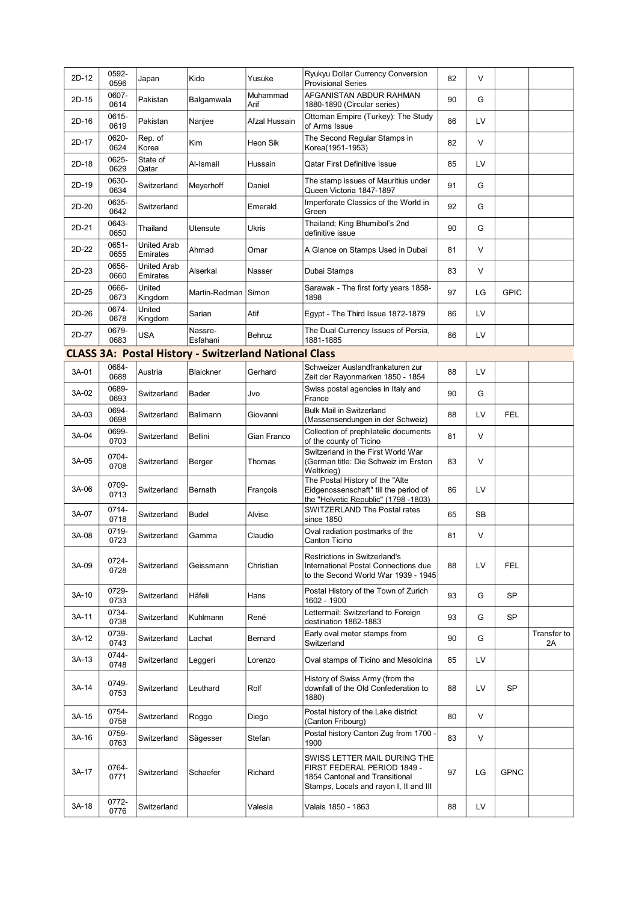| | | | | | | | | | |
|---|---|---|---|---|---|---|---|---|---|
| 2D-12 | 0592-0596 | Japan | Kido | Yusuke | Ryukyu Dollar Currency Conversion Provisional Series | 82 | V | | |
| 2D-15 | 0607-0614 | Pakistan | Balgamwala | Muhammad Arif | AFGANISTAN ABDUR RAHMAN 1880-1890 (Circular series) | 90 | G | | |
| 2D-16 | 0615-0619 | Pakistan | Nanjee | Afzal Hussain | Ottoman Empire (Turkey): The Study of Arms Issue | 86 | LV | | |
| 2D-17 | 0620-0624 | Rep. of Korea | Kim | Heon Sik | The Second Regular Stamps in Korea(1951-1953) | 82 | V | | |
| 2D-18 | 0625-0629 | State of Qatar | Al-Ismail | Hussain | Qatar First Definitive Issue | 85 | LV | | |
| 2D-19 | 0630-0634 | Switzerland | Meyerhoff | Daniel | The stamp issues of Mauritius under Queen Victoria 1847-1897 | 91 | G | | |
| 2D-20 | 0635-0642 | Switzerland | | Emerald | Imperforate Classics of the World in Green | 92 | G | | |
| 2D-21 | 0643-0650 | Thailand | Utensute | Ukris | Thailand; King Bhumibol's 2nd definitive issue | 90 | G | | |
| 2D-22 | 0651-0655 | United Arab Emirates | Ahmad | Omar | A Glance on Stamps Used in Dubai | 81 | V | | |
| 2D-23 | 0656-0660 | United Arab Emirates | Alserkal | Nasser | Dubai Stamps | 83 | V | | |
| 2D-25 | 0666-0673 | United Kingdom | Martin-Redman | Simon | Sarawak - The first forty years 1858-1898 | 97 | LG | GPIC | |
| 2D-26 | 0674-0678 | United Kingdom | Sarian | Atif | Egypt - The Third Issue 1872-1879 | 86 | LV | | |
| 2D-27 | 0679-0683 | USA | Nassre-Esfahani | Behruz | The Dual Currency Issues of Persia, 1881-1885 | 86 | LV | | |

## CLASS 3A: Postal History - Switzerland National Class

| | | | | | | | | | |
|---|---|---|---|---|---|---|---|---|---|
| 3A-01 | 0684-0688 | Austria | Blaickner | Gerhard | Schweizer Auslandfrankaturen zur Zeit der Rayonmarken 1850 - 1854 | 88 | LV | | |
| 3A-02 | 0689-0693 | Switzerland | Bader | Jvo | Swiss postal agencies in Italy and France | 90 | G | | |
| 3A-03 | 0694-0698 | Switzerland | Balimann | Giovanni | Bulk Mail in Switzerland (Massensendungen in der Schweiz) | 88 | LV | FEL | |
| 3A-04 | 0699-0703 | Switzerland | Bellini | Gian Franco | Collection of prephilatelic documents of the county of Ticino | 81 | V | | |
| 3A-05 | 0704-0708 | Switzerland | Berger | Thomas | Switzerland in the First World War (German title: Die Schweiz im Ersten Weltkrieg) | 83 | V | | |
| 3A-06 | 0709-0713 | Switzerland | Bernath | François | The Postal History of the "Alte Eidgenossenschaft" till the period of the "Helvetic Republic" (1798 -1803) | 86 | LV | | |
| 3A-07 | 0714-0718 | Switzerland | Budel | Alvise | SWITZERLAND The Postal rates since 1850 | 65 | SB | | |
| 3A-08 | 0719-0723 | Switzerland | Gamma | Claudio | Oval radiation postmarks of the Canton Ticino | 81 | V | | |
| 3A-09 | 0724-0728 | Switzerland | Geissmann | Christian | Restrictions in Switzerland's International Postal Connections due to the Second World War 1939 - 1945 | 88 | LV | FEL | |
| 3A-10 | 0729-0733 | Switzerland | Häfeli | Hans | Postal History of the Town of Zurich 1602 - 1900 | 93 | G | SP | |
| 3A-11 | 0734-0738 | Switzerland | Kuhlmann | René | Lettermail: Switzerland to Foreign destination 1862-1883 | 93 | G | SP | |
| 3A-12 | 0739-0743 | Switzerland | Lachat | Bernard | Early oval meter stamps from Switzerland | 90 | G | | Transfer to 2A |
| 3A-13 | 0744-0748 | Switzerland | Leggeri | Lorenzo | Oval stamps of Ticino and Mesolcina | 85 | LV | | |
| 3A-14 | 0749-0753 | Switzerland | Leuthard | Rolf | History of Swiss Army (from the downfall of the Old Confederation to 1880) | 88 | LV | SP | |
| 3A-15 | 0754-0758 | Switzerland | Roggo | Diego | Postal history of the Lake district (Canton Fribourg) | 80 | V | | |
| 3A-16 | 0759-0763 | Switzerland | Sägesser | Stefan | Postal history Canton Zug from 1700 - 1900 | 83 | V | | |
| 3A-17 | 0764-0771 | Switzerland | Schaefer | Richard | SWISS LETTER MAIL DURING THE FIRST FEDERAL PERIOD 1849 - 1854 Cantonal and Transitional Stamps, Locals and rayon I, II and III | 97 | LG | GPNC | |
| 3A-18 | 0772-0776 | Switzerland | | Valesia | Valais 1850 - 1863 | 88 | LV | | |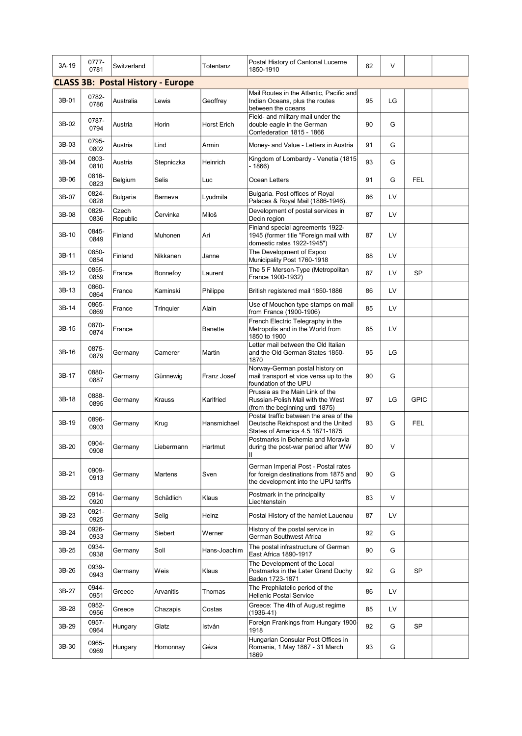| | | | | | | | | |
|---|---|---|---|---|---|---|---|---|
| 3A-19 | 0777-0781 | Switzerland | | Totentanz | Postal History of Cantonal Lucerne 1850-1910 | 82 | V | | |

## CLASS 3B: Postal History - Europe

| | | | | | | | | |
|---|---|---|---|---|---|---|---|---|
| 3B-01 | 0782-0786 | Australia | Lewis | Geoffrey | Mail Routes in the Atlantic, Pacific and Indian Oceans, plus the routes between the oceans | 95 | LG | | |
| 3B-02 | 0787-0794 | Austria | Horin | Horst Erich | Field- and military mail under the double eagle in the German Confederation 1815 - 1866 | 90 | G | | |
| 3B-03 | 0795-0802 | Austria | Lind | Armin | Money- and Value - Letters in Austria | 91 | G | | |
| 3B-04 | 0803-0810 | Austria | Stepniczka | Heinrich | Kingdom of Lombardy - Venetia (1815 - 1866) | 93 | G | | |
| 3B-06 | 0816-0823 | Belgium | Selis | Luc | Ocean Letters | 91 | G | FEL | |
| 3B-07 | 0824-0828 | Bulgaria | Barneva | Lyudmila | Bulgaria. Post offices of Royal Palaces & Royal Mail (1886-1946). | 86 | LV | | |
| 3B-08 | 0829-0836 | Czech Republic | Červinka | Miloš | Development of postal services in Decin region | 87 | LV | | |
| 3B-10 | 0845-0849 | Finland | Muhonen | Ari | Finland special agreements 1922-1945 (former title "Foreign mail with domestic rates 1922-1945") | 87 | LV | | |
| 3B-11 | 0850-0854 | Finland | Nikkanen | Janne | The Development of Espoo Municipality Post 1760-1918 | 88 | LV | | |
| 3B-12 | 0855-0859 | France | Bonnefoy | Laurent | The 5 F Merson-Type (Metropolitan France 1900-1932) | 87 | LV | SP | |
| 3B-13 | 0860-0864 | France | Kaminski | Philippe | British registered mail 1850-1886 | 86 | LV | | |
| 3B-14 | 0865-0869 | France | Trinquier | Alain | Use of Mouchon type stamps on mail from France (1900-1906) | 85 | LV | | |
| 3B-15 | 0870-0874 | France | | Banette | French Electric Telegraphy in the Metropolis and in the World from 1850 to 1900 | 85 | LV | | |
| 3B-16 | 0875-0879 | Germany | Camerer | Martin | Letter mail between the Old Italian and the Old German States 1850-1870 | 95 | LG | | |
| 3B-17 | 0880-0887 | Germany | Günnewig | Franz Josef | Norway-German postal history on mail transport et vice versa up to the foundation of the UPU | 90 | G | | |
| 3B-18 | 0888-0895 | Germany | Krauss | Karlfried | Prussia as the Main Link of the Russian-Polish Mail with the West (from the beginning until 1875) | 97 | LG | GPIC | |
| 3B-19 | 0896-0903 | Germany | Krug | Hansmichael | Postal traffic between the area of the Deutsche Reichspost and the United States of America 4.5.1871-1875 | 93 | G | FEL | |
| 3B-20 | 0904-0908 | Germany | Liebermann | Hartmut | Postmarks in Bohemia and Moravia during the post-war period after WW II | 80 | V | | |
| 3B-21 | 0909-0913 | Germany | Martens | Sven | German Imperial Post - Postal rates for foreign destinations from 1875 and the development into the UPU tariffs | 90 | G | | |
| 3B-22 | 0914-0920 | Germany | Schädlich | Klaus | Postmark in the principality Liechtenstein | 83 | V | | |
| 3B-23 | 0921-0925 | Germany | Selig | Heinz | Postal History of the hamlet Lauenau | 87 | LV | | |
| 3B-24 | 0926-0933 | Germany | Siebert | Werner | History of the postal service in German Southwest Africa | 92 | G | | |
| 3B-25 | 0934-0938 | Germany | Soll | Hans-Joachim | The postal infrastructure of German East Africa 1890-1917 | 90 | G | | |
| 3B-26 | 0939-0943 | Germany | Weis | Klaus | The Development of the Local Postmarks in the Later Grand Duchy Baden 1723-1871 | 92 | G | SP | |
| 3B-27 | 0944-0951 | Greece | Arvanitis | Thomas | The Prephilatelic period of the Hellenic Postal Service | 86 | LV | | |
| 3B-28 | 0952-0956 | Greece | Chazapis | Costas | Greece: The 4th of August regime (1936-41) | 85 | LV | | |
| 3B-29 | 0957-0964 | Hungary | Glatz | István | Foreign Frankings from Hungary 1900-1918 | 92 | G | SP | |
| 3B-30 | 0965-0969 | Hungary | Homonnay | Géza | Hungarian Consular Post Offices in Romania, 1 May 1867 - 31 March 1869 | 93 | G | | |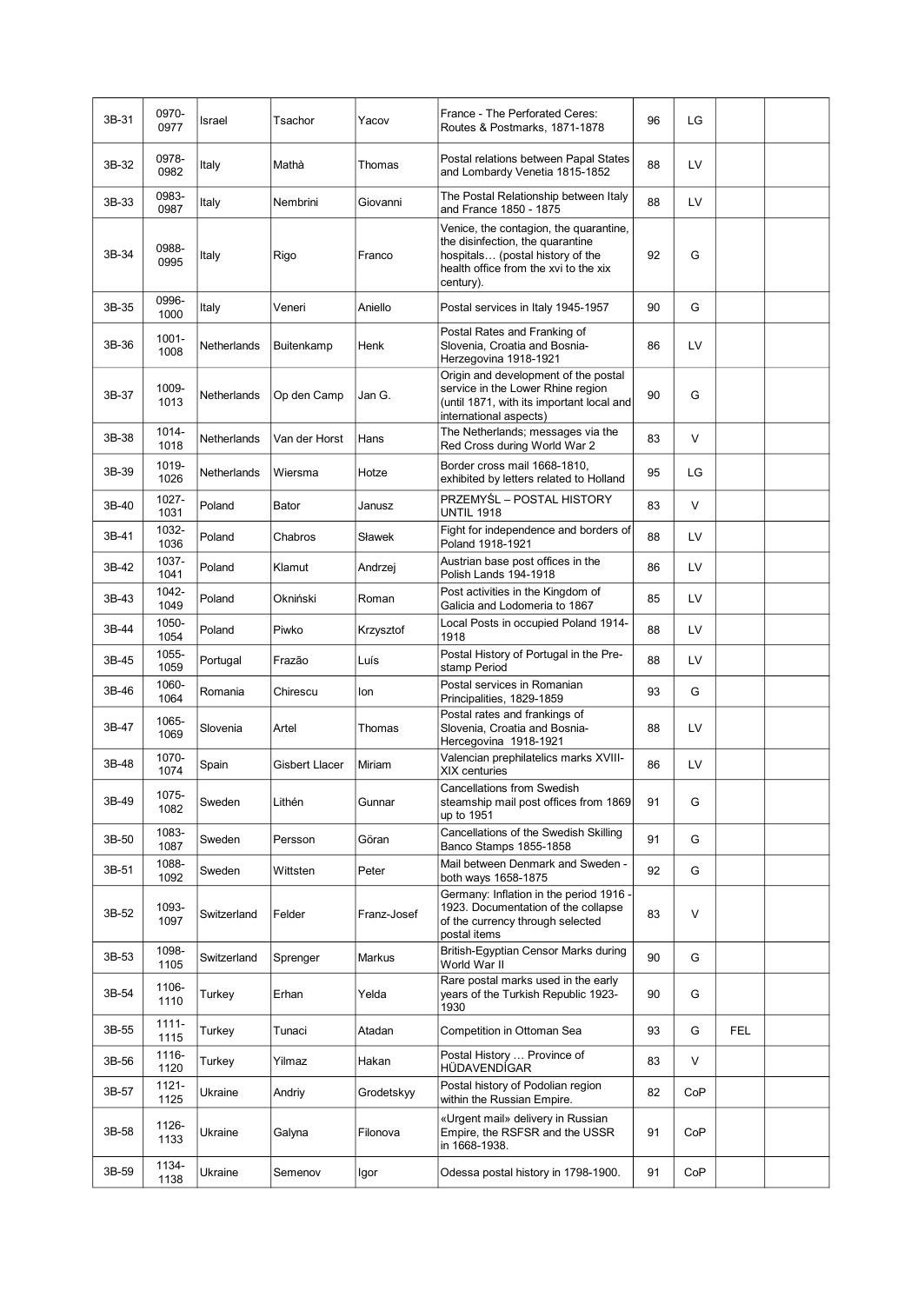| 3B-31 | 0970-0977 | Israel | Tsachor | Yacov | France - The Perforated Ceres: Routes & Postmarks, 1871-1878 | 96 | LG | | |
|---|---|---|---|---|---|---|---|---|---|
| 3B-32 | 0978-0982 | Italy | Mathà | Thomas | Postal relations between Papal States and Lombardy Venetia 1815-1852 | 88 | LV | | |
| 3B-33 | 0983-0987 | Italy | Nembrini | Giovanni | The Postal Relationship between Italy and France 1850 - 1875 | 88 | LV | | |
| 3B-34 | 0988-0995 | Italy | Rigo | Franco | Venice, the contagion, the quarantine, the disinfection, the quarantine hospitals… (postal history of the health office from the xvi to the xix century). | 92 | G | | |
| 3B-35 | 0996-1000 | Italy | Veneri | Aniello | Postal services in Italy 1945-1957 | 90 | G | | |
| 3B-36 | 1001-1008 | Netherlands | Buitenkamp | Henk | Postal Rates and Franking of Slovenia, Croatia and Bosnia-Herzegovina 1918-1921 | 86 | LV | | |
| 3B-37 | 1009-1013 | Netherlands | Op den Camp | Jan G. | Origin and development of the postal service in the Lower Rhine region (until 1871, with its important local and international aspects) | 90 | G | | |
| 3B-38 | 1014-1018 | Netherlands | Van der Horst | Hans | The Netherlands; messages via the Red Cross during World War 2 | 83 | V | | |
| 3B-39 | 1019-1026 | Netherlands | Wiersma | Hotze | Border cross mail 1668-1810, exhibited by letters related to Holland | 95 | LG | | |
| 3B-40 | 1027-1031 | Poland | Bator | Janusz | PRZEMYŚL – POSTAL HISTORY UNTIL 1918 | 83 | V | | |
| 3B-41 | 1032-1036 | Poland | Chabros | Sławek | Fight for independence and borders of Poland 1918-1921 | 88 | LV | | |
| 3B-42 | 1037-1041 | Poland | Klamut | Andrzej | Austrian base post offices in the Polish Lands 194-1918 | 86 | LV | | |
| 3B-43 | 1042-1049 | Poland | Okniński | Roman | Post activities in the Kingdom of Galicia and Lodomeria to 1867 | 85 | LV | | |
| 3B-44 | 1050-1054 | Poland | Piwko | Krzysztof | Local Posts in occupied Poland 1914-1918 | 88 | LV | | |
| 3B-45 | 1055-1059 | Portugal | Frazão | Luís | Postal History of Portugal in the Pre-stamp Period | 88 | LV | | |
| 3B-46 | 1060-1064 | Romania | Chirescu | Ion | Postal services in Romanian Principalities, 1829-1859 | 93 | G | | |
| 3B-47 | 1065-1069 | Slovenia | Artel | Thomas | Postal rates and frankings of Slovenia, Croatia and Bosnia-Hercegovina 1918-1921 | 88 | LV | | |
| 3B-48 | 1070-1074 | Spain | Gisbert Llacer | Miriam | Valencian prephilatelics marks XVIII-XIX centuries | 86 | LV | | |
| 3B-49 | 1075-1082 | Sweden | Lithén | Gunnar | Cancellations from Swedish steamship mail post offices from 1869 up to 1951 | 91 | G | | |
| 3B-50 | 1083-1087 | Sweden | Persson | Göran | Cancellations of the Swedish Skilling Banco Stamps 1855-1858 | 91 | G | | |
| 3B-51 | 1088-1092 | Sweden | Wittsten | Peter | Mail between Denmark and Sweden - both ways 1658-1875 | 92 | G | | |
| 3B-52 | 1093-1097 | Switzerland | Felder | Franz-Josef | Germany: Inflation in the period 1916 - 1923. Documentation of the collapse of the currency through selected postal items | 83 | V | | |
| 3B-53 | 1098-1105 | Switzerland | Sprenger | Markus | British-Egyptian Censor Marks during World War II | 90 | G | | |
| 3B-54 | 1106-1110 | Turkey | Erhan | Yelda | Rare postal marks used in the early years of the Turkish Republic 1923-1930 | 90 | G | | |
| 3B-55 | 1111-1115 | Turkey | Tunaci | Atadan | Competition in Ottoman Sea | 93 | G | FEL | |
| 3B-56 | 1116-1120 | Turkey | Yilmaz | Hakan | Postal History … Province of HÜDAVENDİGAR | 83 | V | | |
| 3B-57 | 1121-1125 | Ukraine | Andriy | Grodetskyy | Postal history of Podolian region within the Russian Empire. | 82 | CoP | | |
| 3B-58 | 1126-1133 | Ukraine | Galyna | Filonova | «Urgent mail» delivery in Russian Empire, the RSFSR and the USSR in 1668-1938. | 91 | CoP | | |
| 3B-59 | 1134-1138 | Ukraine | Semenov | Igor | Odessa postal history in 1798-1900. | 91 | CoP | | |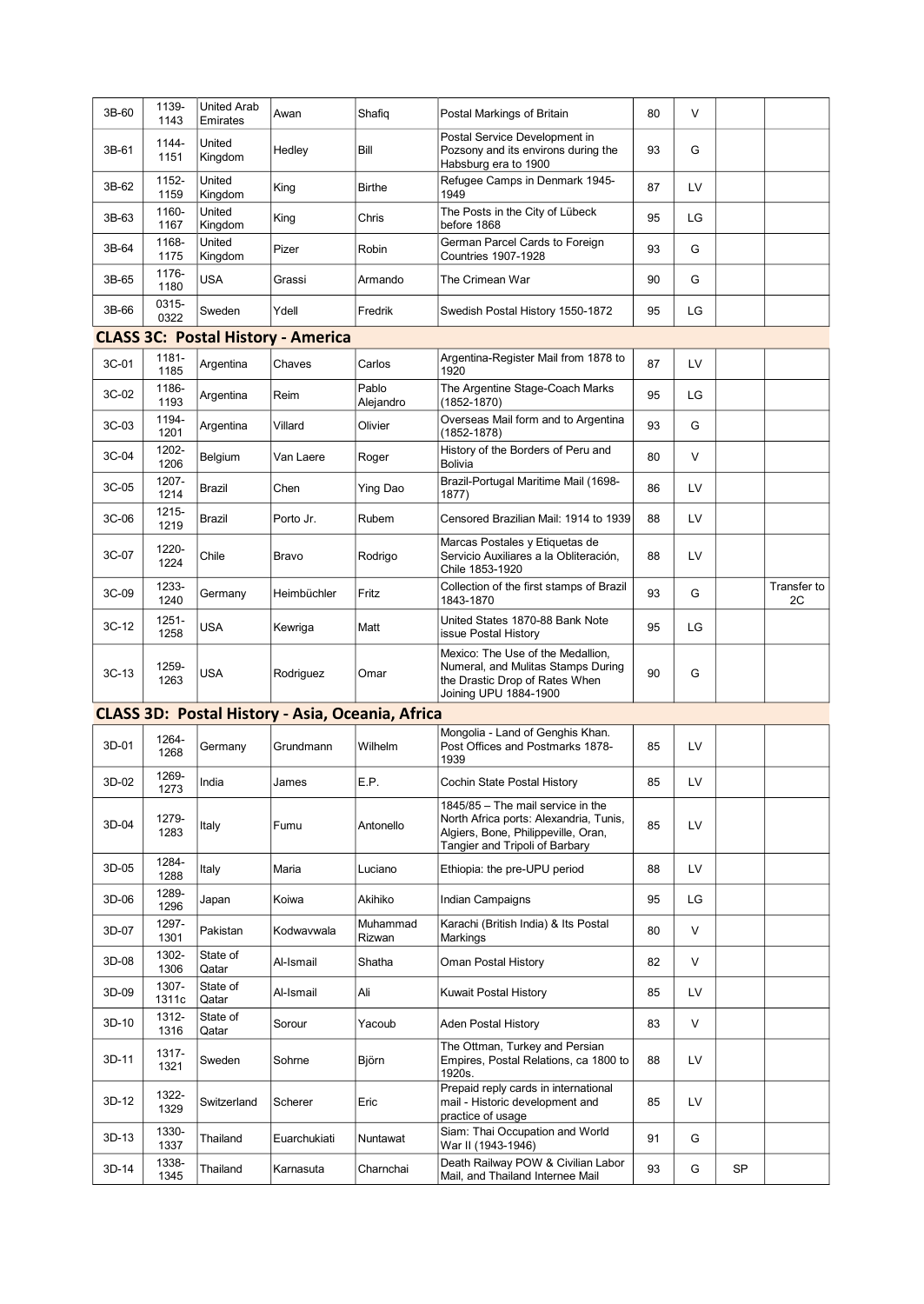| 3B-60 | 1139-1143 | United Arab Emirates | Awan | Shafiq | Postal Markings of Britain | 80 | V | | |
|---|---|---|---|---|---|---|---|---|---|
| 3B-61 | 1144-1151 | United Kingdom | Hedley | Bill | Postal Service Development in Pozsony and its environs during the Habsburg era to 1900 | 93 | G | | |
| 3B-62 | 1152-1159 | United Kingdom | King | Birthe | Refugee Camps in Denmark 1945-1949 | 87 | LV | | |
| 3B-63 | 1160-1167 | United Kingdom | King | Chris | The Posts in the City of Lübeck before 1868 | 95 | LG | | |
| 3B-64 | 1168-1175 | United Kingdom | Pizer | Robin | German Parcel Cards to Foreign Countries 1907-1928 | 93 | G | | |
| 3B-65 | 1176-1180 | USA | Grassi | Armando | The Crimean War | 90 | G | | |
| 3B-66 | 0315-0322 | Sweden | Ydell | Fredrik | Swedish Postal History 1550-1872 | 95 | LG | | |

## CLASS 3C: Postal History - America

| 3C-01 | 1181-1185 | Argentina | Chaves | Carlos | Argentina-Register Mail from 1878 to 1920 | 87 | LV | | |
|---|---|---|---|---|---|---|---|---|---|
| 3C-02 | 1186-1193 | Argentina | Reim | Pablo Alejandro | The Argentine Stage-Coach Marks (1852-1870) | 95 | LG | | |
| 3C-03 | 1194-1201 | Argentina | Villard | Olivier | Overseas Mail form and to Argentina (1852-1878) | 93 | G | | |
| 3C-04 | 1202-1206 | Belgium | Van Laere | Roger | History of the Borders of Peru and Bolivia | 80 | V | | |
| 3C-05 | 1207-1214 | Brazil | Chen | Ying Dao | Brazil-Portugal Maritime Mail (1698-1877) | 86 | LV | | |
| 3C-06 | 1215-1219 | Brazil | Porto Jr. | Rubem | Censored Brazilian Mail: 1914 to 1939 | 88 | LV | | |
| 3C-07 | 1220-1224 | Chile | Bravo | Rodrigo | Marcas Postales y Etiquetas de Servicio Auxiliares a la Obliteración, Chile 1853-1920 | 88 | LV | | |
| 3C-09 | 1233-1240 | Germany | Heimbüchler | Fritz | Collection of the first stamps of Brazil 1843-1870 | 93 | G | | Transfer to 2C |
| 3C-12 | 1251-1258 | USA | Kewriga | Matt | United States 1870-88 Bank Note issue Postal History | 95 | LG | | |
| 3C-13 | 1259-1263 | USA | Rodriguez | Omar | Mexico: The Use of the Medallion, Numeral, and Mulitas Stamps During the Drastic Drop of Rates When Joining UPU 1884-1900 | 90 | G | | |

## CLASS 3D: Postal History - Asia, Oceania, Africa

| 3D-01 | 1264-1268 | Germany | Grundmann | Wilhelm | Mongolia - Land of Genghis Khan. Post Offices and Postmarks 1878-1939 | 85 | LV | | |
|---|---|---|---|---|---|---|---|---|---|
| 3D-02 | 1269-1273 | India | James | E.P. | Cochin State Postal History | 85 | LV | | |
| 3D-04 | 1279-1283 | Italy | Fumu | Antonello | 1845/85 – The mail service in the North Africa ports: Alexandria, Tunis, Algiers, Bone, Philippeville, Oran, Tangier and Tripoli of Barbary | 85 | LV | | |
| 3D-05 | 1284-1288 | Italy | Maria | Luciano | Ethiopia: the pre-UPU period | 88 | LV | | |
| 3D-06 | 1289-1296 | Japan | Koiwa | Akihiko | Indian Campaigns | 95 | LG | | |
| 3D-07 | 1297-1301 | Pakistan | Kodwavwala | Muhammad Rizwan | Karachi (British India) & Its Postal Markings | 80 | V | | |
| 3D-08 | 1302-1306 | State of Qatar | Al-Ismail | Shatha | Oman Postal History | 82 | V | | |
| 3D-09 | 1307-1311c | State of Qatar | Al-Ismail | Ali | Kuwait Postal History | 85 | LV | | |
| 3D-10 | 1312-1316 | State of Qatar | Sorour | Yacoub | Aden Postal History | 83 | V | | |
| 3D-11 | 1317-1321 | Sweden | Sohrne | Björn | The Ottman, Turkey and Persian Empires, Postal Relations, ca 1800 to 1920s. | 88 | LV | | |
| 3D-12 | 1322-1329 | Switzerland | Scherer | Eric | Prepaid reply cards in international mail - Historic development and practice of usage | 85 | LV | | |
| 3D-13 | 1330-1337 | Thailand | Euarchukiati | Nuntawat | Siam: Thai Occupation and World War II (1943-1946) | 91 | G | | |
| 3D-14 | 1338-1345 | Thailand | Karnasuta | Charnchai | Death Railway POW & Civilian Labor Mail, and Thailand Internee Mail | 93 | G | SP | |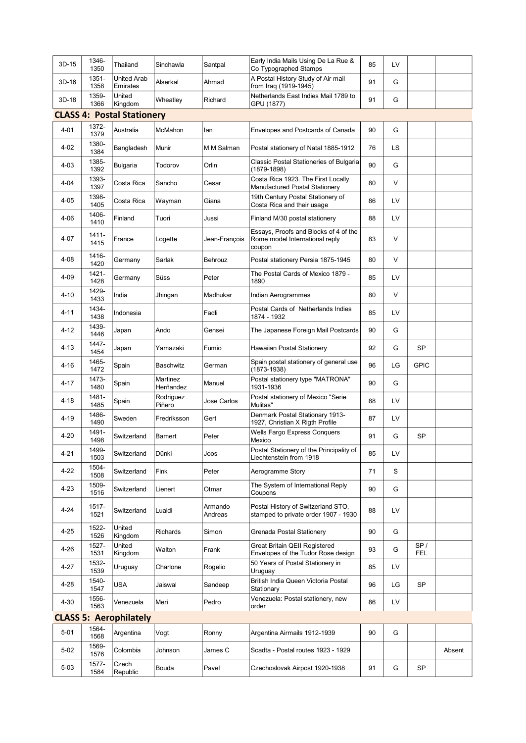| | | | | | | | | | |
|---|---|---|---|---|---|---|---|---|---|
| 3D-15 | 1346-1350 | Thailand | Sinchawla | Santpal | Early India Mails Using De La Rue & Co Typographed Stamps | 85 | LV | | |
| 3D-16 | 1351-1358 | United Arab Emirates | Alserkal | Ahmad | A Postal History Study of Air mail from Iraq (1919-1945) | 91 | G | | |
| 3D-18 | 1359-1366 | United Kingdom | Wheatley | Richard | Netherlands East Indies Mail 1789 to GPU (1877) | 91 | G | | |

## CLASS 4: Postal Stationery

| | | | | | | | | | |
|---|---|---|---|---|---|---|---|---|---|
| 4-01 | 1372-1379 | Australia | McMahon | Ian | Envelopes and Postcards of Canada | 90 | G | | |
| 4-02 | 1380-1384 | Bangladesh | Munir | M M Salman | Postal stationery of Natal 1885-1912 | 76 | LS | | |
| 4-03 | 1385-1392 | Bulgaria | Todorov | Orlin | Classic Postal Stationeries of Bulgaria (1879-1898) | 90 | G | | |
| 4-04 | 1393-1397 | Costa Rica | Sancho | Cesar | Costa Rica 1923. The First Locally Manufactured Postal Stationery | 80 | V | | |
| 4-05 | 1398-1405 | Costa Rica | Wayman | Giana | 19th Century Postal Stationery of Costa Rica and their usage | 86 | LV | | |
| 4-06 | 1406-1410 | Finland | Tuori | Jussi | Finland M/30 postal stationery | 88 | LV | | |
| 4-07 | 1411-1415 | France | Logette | Jean-François | Essays, Proofs and Blocks of 4 of the Rome model International reply coupon | 83 | V | | |
| 4-08 | 1416-1420 | Germany | Sarlak | Behrouz | Postal stationery Persia 1875-1945 | 80 | V | | |
| 4-09 | 1421-1428 | Germany | Süss | Peter | The Postal Cards of Mexico 1879 - 1890 | 85 | LV | | |
| 4-10 | 1429-1433 | India | Jhingan | Madhukar | Indian Aerogrammes | 80 | V | | |
| 4-11 | 1434-1438 | Indonesia | | Fadli | Postal Cards of Netherlands Indies 1874 - 1932 | 85 | LV | | |
| 4-12 | 1439-1446 | Japan | Ando | Gensei | The Japanese Foreign Mail Postcards | 90 | G | | |
| 4-13 | 1447-1454 | Japan | Yamazaki | Fumio | Hawaiian Postal Stationery | 92 | G | SP | |
| 4-16 | 1465-1472 | Spain | Baschwitz | German | Spain postal stationery of general use (1873-1938) | 96 | LG | GPIC | |
| 4-17 | 1473-1480 | Spain | Martinez Herñandez | Manuel | Postal stationery type "MATRONA" 1931-1936 | 90 | G | | |
| 4-18 | 1481-1485 | Spain | Rodriguez Piñero | Jose Carlos | Postal stationery of Mexico "Serie Mulitas" | 88 | LV | | |
| 4-19 | 1486-1490 | Sweden | Fredriksson | Gert | Denmark Postal Stationary 1913-1927, Christian X Rigth Profile | 87 | LV | | |
| 4-20 | 1491-1498 | Switzerland | Bamert | Peter | Wells Fargo Express Conquers Mexico | 91 | G | SP | |
| 4-21 | 1499-1503 | Switzerland | Dünki | Joos | Postal Stationery of the Principality of Liechtenstein from 1918 | 85 | LV | | |
| 4-22 | 1504-1508 | Switzerland | Fink | Peter | Aerogramme Story | 71 | S | | |
| 4-23 | 1509-1516 | Switzerland | Lienert | Otmar | The System of International Reply Coupons | 90 | G | | |
| 4-24 | 1517-1521 | Switzerland | Lualdi | Armando Andreas | Postal History of Switzerland STO, stamped to private order 1907 - 1930 | 88 | LV | | |
| 4-25 | 1522-1526 | United Kingdom | Richards | Simon | Grenada Postal Stationery | 90 | G | | |
| 4-26 | 1527-1531 | United Kingdom | Walton | Frank | Great Britain QEII Registered Envelopes of the Tudor Rose design | 93 | G | SP / FEL | |
| 4-27 | 1532-1539 | Uruguay | Charlone | Rogelio | 50 Years of Postal Stationery in Uruguay | 85 | LV | | |
| 4-28 | 1540-1547 | USA | Jaiswal | Sandeep | British India Queen Victoria Postal Stationary | 96 | LG | SP | |
| 4-30 | 1556-1563 | Venezuela | Meri | Pedro | Venezuela: Postal stationery, new order | 86 | LV | | |

## CLASS 5: Aerophilately

| | | | | | | | | | |
|---|---|---|---|---|---|---|---|---|---|
| 5-01 | 1564-1568 | Argentina | Vogt | Ronny | Argentina Airmails 1912-1939 | 90 | G | | |
| 5-02 | 1569-1576 | Colombia | Johnson | James C | Scadta - Postal routes 1923 - 1929 | | | | Absent |
| 5-03 | 1577-1584 | Czech Republic | Bouda | Pavel | Czechoslovak Airpost 1920-1938 | 91 | G | SP | |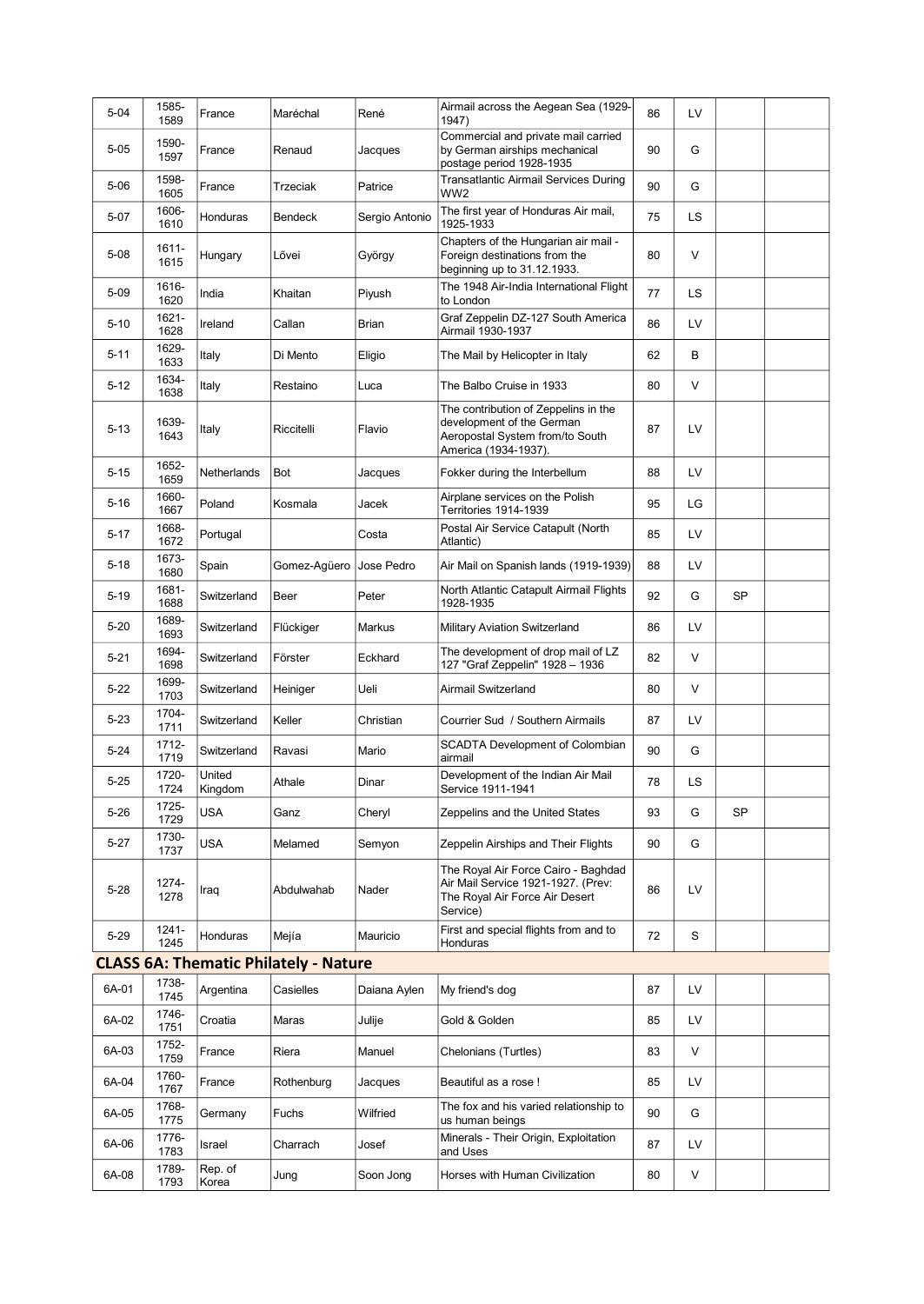| | | | | | | | | | |
|---|---|---|---|---|---|---|---|---|---|
| 5-04 | 1585-1589 | France | Maréchal | René | Airmail across the Aegean Sea (1929-1947) | 86 | LV | | |
| 5-05 | 1590-1597 | France | Renaud | Jacques | Commercial and private mail carried by German airships mechanical postage period 1928-1935 | 90 | G | | |
| 5-06 | 1598-1605 | France | Trzeciak | Patrice | Transatlantic Airmail Services During WW2 | 90 | G | | |
| 5-07 | 1606-1610 | Honduras | Bendeck | Sergio Antonio | The first year of Honduras Air mail, 1925-1933 | 75 | LS | | |
| 5-08 | 1611-1615 | Hungary | Lővei | György | Chapters of the Hungarian air mail - Foreign destinations from the beginning up to 31.12.1933. | 80 | V | | |
| 5-09 | 1616-1620 | India | Khaitan | Piyush | The 1948 Air-India International Flight to London | 77 | LS | | |
| 5-10 | 1621-1628 | Ireland | Callan | Brian | Graf Zeppelin DZ-127 South America Airmail 1930-1937 | 86 | LV | | |
| 5-11 | 1629-1633 | Italy | Di Mento | Eligio | The Mail by Helicopter in Italy | 62 | B | | |
| 5-12 | 1634-1638 | Italy | Restaino | Luca | The Balbo Cruise in 1933 | 80 | V | | |
| 5-13 | 1639-1643 | Italy | Riccitelli | Flavio | The contribution of Zeppelins in the development of the German Aeropostal System from/to South America (1934-1937). | 87 | LV | | |
| 5-15 | 1652-1659 | Netherlands | Bot | Jacques | Fokker during the Interbellum | 88 | LV | | |
| 5-16 | 1660-1667 | Poland | Kosmala | Jacek | Airplane services on the Polish Territories 1914-1939 | 95 | LG | | |
| 5-17 | 1668-1672 | Portugal | | Costa | Postal Air Service Catapult (North Atlantic) | 85 | LV | | |
| 5-18 | 1673-1680 | Spain | Gomez-Agüero | Jose Pedro | Air Mail on Spanish lands (1919-1939) | 88 | LV | | |
| 5-19 | 1681-1688 | Switzerland | Beer | Peter | North Atlantic Catapult Airmail Flights 1928-1935 | 92 | G | SP | |
| 5-20 | 1689-1693 | Switzerland | Flückiger | Markus | Military Aviation Switzerland | 86 | LV | | |
| 5-21 | 1694-1698 | Switzerland | Förster | Eckhard | The development of drop mail of LZ 127 "Graf Zeppelin" 1928 – 1936 | 82 | V | | |
| 5-22 | 1699-1703 | Switzerland | Heiniger | Ueli | Airmail Switzerland | 80 | V | | |
| 5-23 | 1704-1711 | Switzerland | Keller | Christian | Courrier Sud / Southern Airmails | 87 | LV | | |
| 5-24 | 1712-1719 | Switzerland | Ravasi | Mario | SCADTA Development of Colombian airmail | 90 | G | | |
| 5-25 | 1720-1724 | United Kingdom | Athale | Dinar | Development of the Indian Air Mail Service 1911-1941 | 78 | LS | | |
| 5-26 | 1725-1729 | USA | Ganz | Cheryl | Zeppelins and the United States | 93 | G | SP | |
| 5-27 | 1730-1737 | USA | Melamed | Semyon | Zeppelin Airships and Their Flights | 90 | G | | |
| 5-28 | 1274-1278 | Iraq | Abdulwahab | Nader | The Royal Air Force Cairo - Baghdad Air Mail Service 1921-1927. (Prev: The Royal Air Force Air Desert Service) | 86 | LV | | |
| 5-29 | 1241-1245 | Honduras | Mejía | Mauricio | First and special flights from and to Honduras | 72 | S | | |

## CLASS 6A: Thematic Philately - Nature

| | | | | | | | | | |
|---|---|---|---|---|---|---|---|---|---|
| 6A-01 | 1738-1745 | Argentina | Casielles | Daiana Aylen | My friend's dog | 87 | LV | | |
| 6A-02 | 1746-1751 | Croatia | Maras | Julije | Gold & Golden | 85 | LV | | |
| 6A-03 | 1752-1759 | France | Riera | Manuel | Chelonians (Turtles) | 83 | V | | |
| 6A-04 | 1760-1767 | France | Rothenburg | Jacques | Beautiful as a rose ! | 85 | LV | | |
| 6A-05 | 1768-1775 | Germany | Fuchs | Wilfried | The fox and his varied relationship to us human beings | 90 | G | | |
| 6A-06 | 1776-1783 | Israel | Charrach | Josef | Minerals - Their Origin, Exploitation and Uses | 87 | LV | | |
| 6A-08 | 1789-1793 | Rep. of Korea | Jung | Soon Jong | Horses with Human Civilization | 80 | V | | |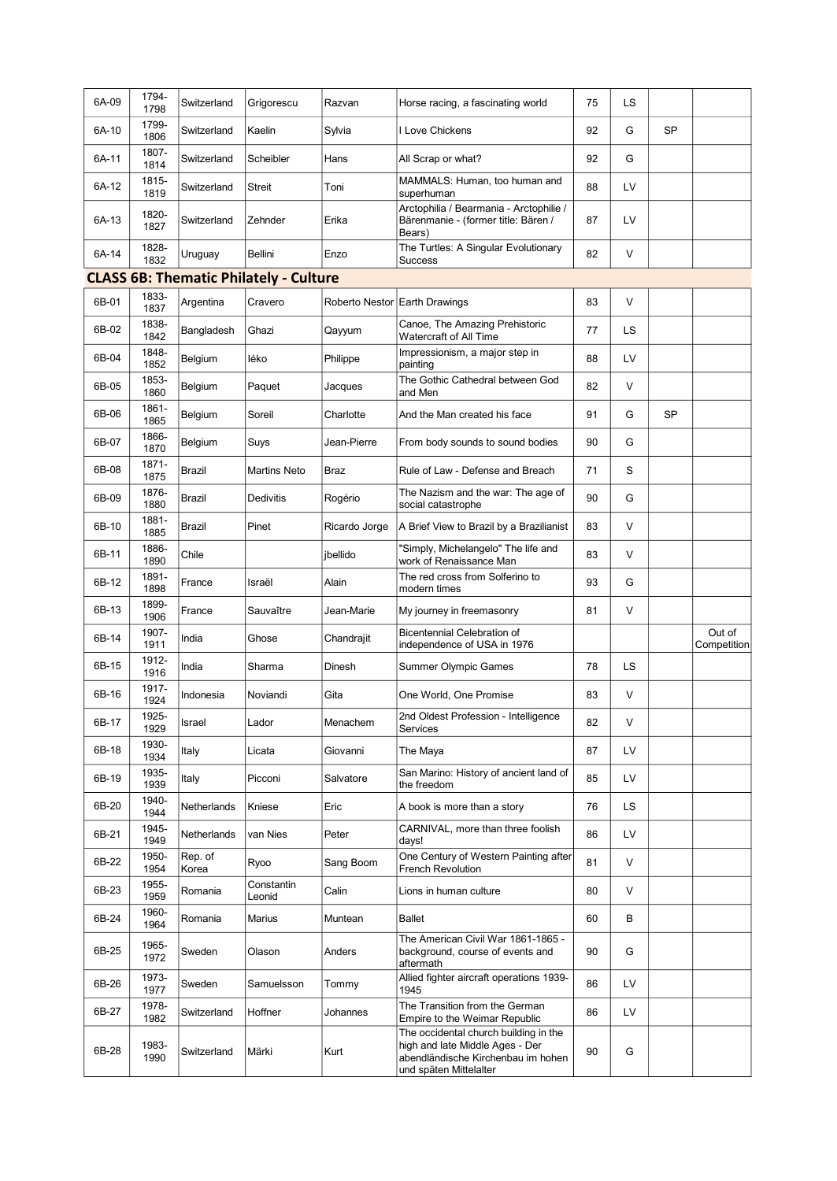| | | | | | | | | | |
|---|---|---|---|---|---|---|---|---|---|
| 6A-09 | 1794-1798 | Switzerland | Grigorescu | Razvan | Horse racing, a fascinating world | 75 | LS | | |
| 6A-10 | 1799-1806 | Switzerland | Kaelin | Sylvia | I Love Chickens | 92 | G | SP | |
| 6A-11 | 1807-1814 | Switzerland | Scheibler | Hans | All Scrap or what? | 92 | G | | |
| 6A-12 | 1815-1819 | Switzerland | Streit | Toni | MAMMALS: Human, too human and superhuman | 88 | LV | | |
| 6A-13 | 1820-1827 | Switzerland | Zehnder | Erika | Arctophilia / Bearmania - Arctophilie / Bärenmanie - (former title: Bären / Bears) | 87 | LV | | |
| 6A-14 | 1828-1832 | Uruguay | Bellini | Enzo | The Turtles: A Singular Evolutionary Success | 82 | V | | |

## CLASS 6B: Thematic Philately - Culture

| | | | | | | | | | |
|---|---|---|---|---|---|---|---|---|---|
| 6B-01 | 1833-1837 | Argentina | Cravero | Roberto Nestor | Earth Drawings | 83 | V | | |
| 6B-02 | 1838-1842 | Bangladesh | Ghazi | Qayyum | Canoe, The Amazing Prehistoric Watercraft of All Time | 77 | LS | | |
| 6B-04 | 1848-1852 | Belgium | Iéko | Philippe | Impressionism, a major step in painting | 88 | LV | | |
| 6B-05 | 1853-1860 | Belgium | Paquet | Jacques | The Gothic Cathedral between God and Men | 82 | V | | |
| 6B-06 | 1861-1865 | Belgium | Soreil | Charlotte | And the Man created his face | 91 | G | SP | |
| 6B-07 | 1866-1870 | Belgium | Suys | Jean-Pierre | From body sounds to sound bodies | 90 | G | | |
| 6B-08 | 1871-1875 | Brazil | Martins Neto | Braz | Rule of Law - Defense and Breach | 71 | S | | |
| 6B-09 | 1876-1880 | Brazil | Dedivitis | Rogério | The Nazism and the war: The age of social catastrophe | 90 | G | | |
| 6B-10 | 1881-1885 | Brazil | Pinet | Ricardo Jorge | A Brief View to Brazil by a Brazilianist | 83 | V | | |
| 6B-11 | 1886-1890 | Chile | | jbellido | "Simply, Michelangelo" The life and work of Renaissance Man | 83 | V | | |
| 6B-12 | 1891-1898 | France | Israël | Alain | The red cross from Solferino to modern times | 93 | G | | |
| 6B-13 | 1899-1906 | France | Sauvaître | Jean-Marie | My journey in freemasonry | 81 | V | | |
| 6B-14 | 1907-1911 | India | Ghose | Chandrajit | Bicentennial Celebration of independence of USA in 1976 | | | | Out of Competition |
| 6B-15 | 1912-1916 | India | Sharma | Dinesh | Summer Olympic Games | 78 | LS | | |
| 6B-16 | 1917-1924 | Indonesia | Noviandi | Gita | One World, One Promise | 83 | V | | |
| 6B-17 | 1925-1929 | Israel | Lador | Menachem | 2nd Oldest Profession - Intelligence Services | 82 | V | | |
| 6B-18 | 1930-1934 | Italy | Licata | Giovanni | The Maya | 87 | LV | | |
| 6B-19 | 1935-1939 | Italy | Picconi | Salvatore | San Marino: History of ancient land of the freedom | 85 | LV | | |
| 6B-20 | 1940-1944 | Netherlands | Kniese | Eric | A book is more than a story | 76 | LS | | |
| 6B-21 | 1945-1949 | Netherlands | van Nies | Peter | CARNIVAL, more than three foolish days! | 86 | LV | | |
| 6B-22 | 1950-1954 | Rep. of Korea | Ryoo | Sang Boom | One Century of Western Painting after French Revolution | 81 | V | | |
| 6B-23 | 1955-1959 | Romania | Constantin Leonid | Calin | Lions in human culture | 80 | V | | |
| 6B-24 | 1960-1964 | Romania | Marius | Muntean | Ballet | 60 | B | | |
| 6B-25 | 1965-1972 | Sweden | Olason | Anders | The American Civil War 1861-1865 - background, course of events and aftermath | 90 | G | | |
| 6B-26 | 1973-1977 | Sweden | Samuelsson | Tommy | Allied fighter aircraft operations 1939-1945 | 86 | LV | | |
| 6B-27 | 1978-1982 | Switzerland | Hoffner | Johannes | The Transition from the German Empire to the Weimar Republic | 86 | LV | | |
| 6B-28 | 1983-1990 | Switzerland | Märki | Kurt | The occidental church building in the high and late Middle Ages - Der abendländische Kirchenbau im hohen und späten Mittelalter | 90 | G | | |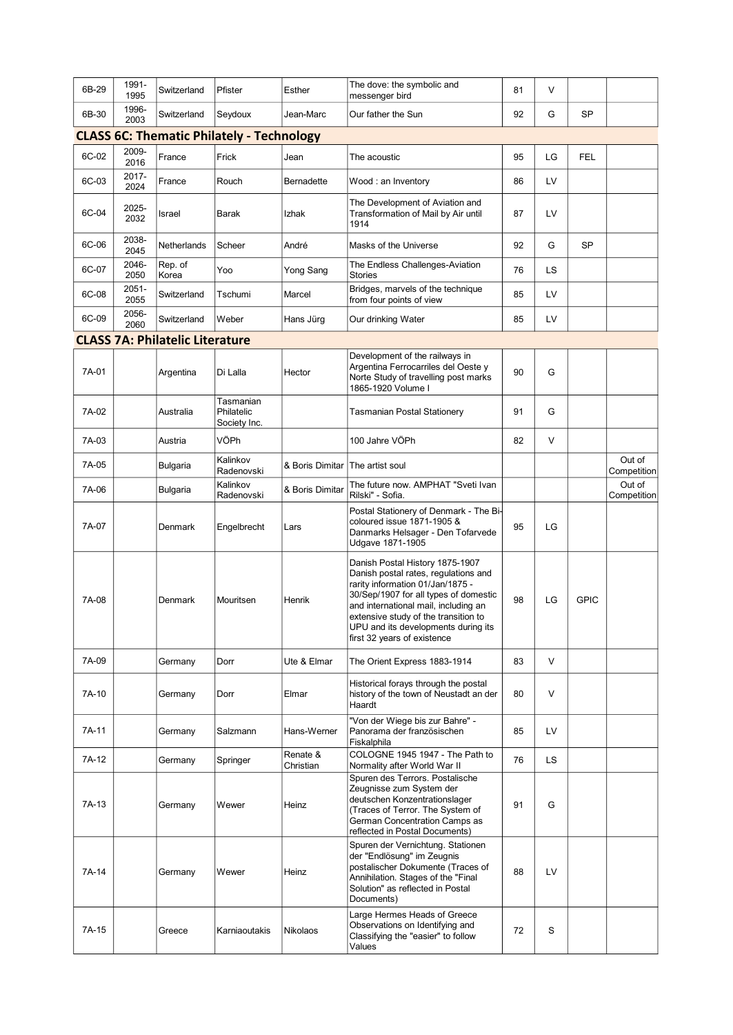| 6B-29 | 1991-1995 | Switzerland | Pfister | Esther | The dove: the symbolic and messenger bird | 81 | V | | |
|---|---|---|---|---|---|---|---|---|---|
| 6B-30 | 1996-2003 | Switzerland | Seydoux | Jean-Marc | Our father the Sun | 92 | G | SP | |

## CLASS 6C: Thematic Philately - Technology

| | | | | | | | | | |
|---|---|---|---|---|---|---|---|---|---|
| 6C-02 | 2009-2016 | France | Frick | Jean | The acoustic | 95 | LG | FEL | |
| 6C-03 | 2017-2024 | France | Rouch | Bernadette | Wood : an Inventory | 86 | LV | | |
| 6C-04 | 2025-2032 | Israel | Barak | Izhak | The Development of Aviation and Transformation of Mail by Air until 1914 | 87 | LV | | |
| 6C-06 | 2038-2045 | Netherlands | Scheer | André | Masks of the Universe | 92 | G | SP | |
| 6C-07 | 2046-2050 | Rep. of Korea | Yoo | Yong Sang | The Endless Challenges-Aviation Stories | 76 | LS | | |
| 6C-08 | 2051-2055 | Switzerland | Tschumi | Marcel | Bridges, marvels of the technique from four points of view | 85 | LV | | |
| 6C-09 | 2056-2060 | Switzerland | Weber | Hans Jürg | Our drinking Water | 85 | LV | | |

## CLASS 7A: Philatelic Literature

| | | | | | | | | | |
|---|---|---|---|---|---|---|---|---|---|
| 7A-01 | | Argentina | Di Lalla | Hector | Development of the railways in Argentina Ferrocarriles del Oeste y Norte Study of travelling post marks 1865-1920 Volume I | 90 | G | | |
| 7A-02 | | Australia | Tasmanian Philatelic Society Inc. | | Tasmanian Postal Stationery | 91 | G | | |
| 7A-03 | | Austria | VÖPh | | 100 Jahre VÖPh | 82 | V | | |
| 7A-05 | | Bulgaria | Kalinkov Radenovski | & Boris Dimitar | The artist soul | | | | Out of Competition |
| 7A-06 | | Bulgaria | Kalinkov Radenovski | & Boris Dimitar | The future now. AMPHAT "Sveti Ivan Rilski" - Sofia. | | | | Out of Competition |
| 7A-07 | | Denmark | Engelbrecht | Lars | Postal Stationery of Denmark - The Bi-coloured issue 1871-1905 & Danmarks Helsager - Den Tofarvede Udgave 1871-1905 | 95 | LG | | |
| 7A-08 | | Denmark | Mouritsen | Henrik | Danish Postal History 1875-1907 Danish postal rates, regulations and rarity information 01/Jan/1875 - 30/Sep/1907 for all types of domestic and international mail, including an extensive study of the transition to UPU and its developments during its first 32 years of existence | 98 | LG | GPIC | |
| 7A-09 | | Germany | Dorr | Ute & Elmar | The Orient Express 1883-1914 | 83 | V | | |
| 7A-10 | | Germany | Dorr | Elmar | Historical forays through the postal history of the town of Neustadt an der Haardt | 80 | V | | |
| 7A-11 | | Germany | Salzmann | Hans-Werner | "Von der Wiege bis zur Bahre" - Panorama der französischen Fiskalphila | 85 | LV | | |
| 7A-12 | | Germany | Springer | Renate & Christian | COLOGNE 1945 1947 - The Path to Normality after World War II | 76 | LS | | |
| 7A-13 | | Germany | Wewer | Heinz | Spuren des Terrors. Postalische Zeugnisse zum System der deutschen Konzentrationslager (Traces of Terror. The System of German Concentration Camps as reflected in Postal Documents) | 91 | G | | |
| 7A-14 | | Germany | Wewer | Heinz | Spuren der Vernichtung. Stationen der "Endlösung" im Zeugnis postalischer Dokumente (Traces of Annihilation. Stages of the "Final Solution" as reflected in Postal Documents) | 88 | LV | | |
| 7A-15 | | Greece | Karniaoutakis | Nikolaos | Large Hermes Heads of Greece Observations on Identifying and Classifying the "easier" to follow Values | 72 | S | | |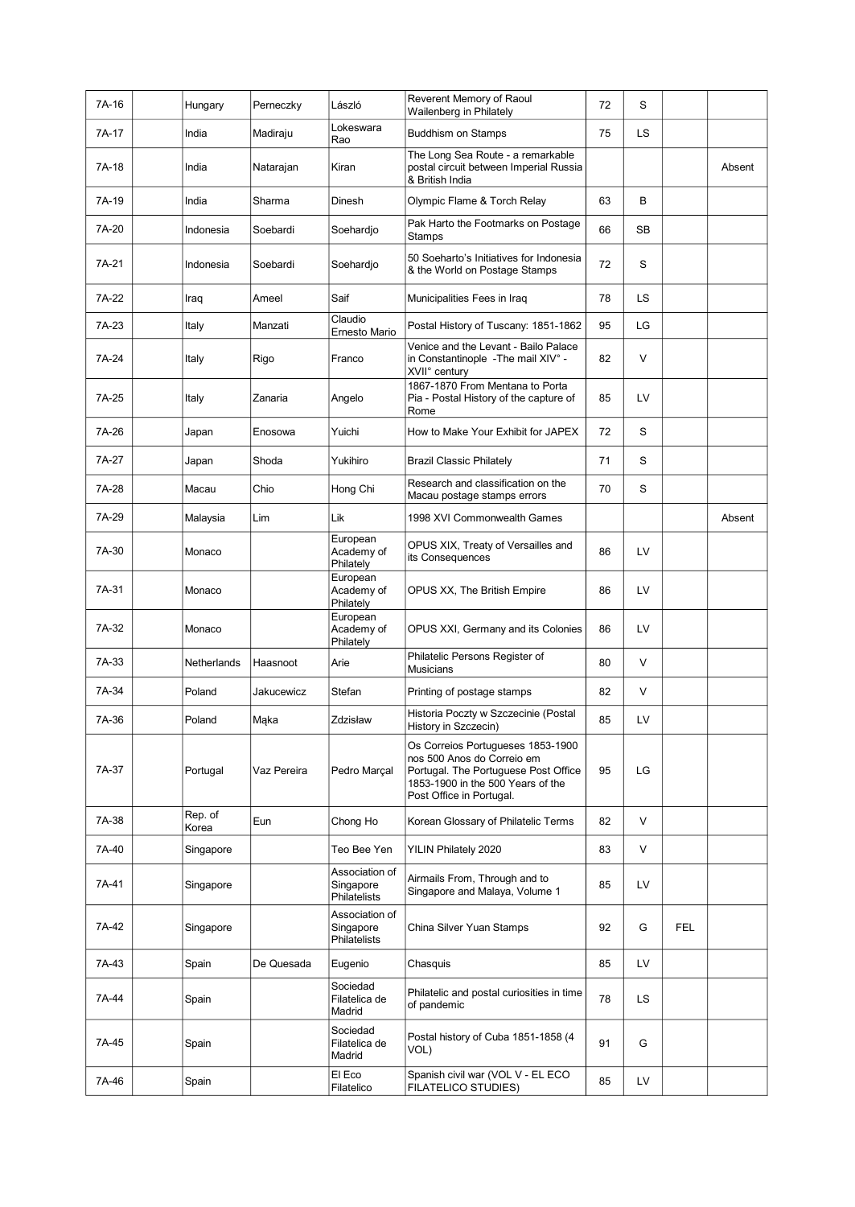| | | | | | | | | | |
|---|---|---|---|---|---|---|---|---|---|
| 7A-16 | | Hungary | Perneczky | László | Reverent Memory of Raoul Wailenberg in Philately | 72 | S | | |
| 7A-17 | | India | Madiraju | Lokeswara Rao | Buddhism on Stamps | 75 | LS | | |
| 7A-18 | | India | Natarajan | Kiran | The Long Sea Route - a remarkable postal circuit between Imperial Russia & British India | | | | Absent |
| 7A-19 | | India | Sharma | Dinesh | Olympic Flame & Torch Relay | 63 | B | | |
| 7A-20 | | Indonesia | Soebardi | Soehardjo | Pak Harto the Footmarks on Postage Stamps | 66 | SB | | |
| 7A-21 | | Indonesia | Soebardi | Soehardjo | 50 Soeharto's Initiatives for Indonesia & the World on Postage Stamps | 72 | S | | |
| 7A-22 | | Iraq | Ameel | Saif | Municipalities Fees in Iraq | 78 | LS | | |
| 7A-23 | | Italy | Manzati | Claudio Ernesto Mario | Postal History of Tuscany: 1851-1862 | 95 | LG | | |
| 7A-24 | | Italy | Rigo | Franco | Venice and the Levant - Bailo Palace in Constantinople -The mail XIV° - XVII° century | 82 | V | | |
| 7A-25 | | Italy | Zanaria | Angelo | 1867-1870 From Mentana to Porta Pia - Postal History of the capture of Rome | 85 | LV | | |
| 7A-26 | | Japan | Enosowa | Yuichi | How to Make Your Exhibit for JAPEX | 72 | S | | |
| 7A-27 | | Japan | Shoda | Yukihiro | Brazil Classic Philately | 71 | S | | |
| 7A-28 | | Macau | Chio | Hong Chi | Research and classification on the Macau postage stamps errors | 70 | S | | |
| 7A-29 | | Malaysia | Lim | Lik | 1998 XVI Commonwealth Games | | | | Absent |
| 7A-30 | | Monaco | | European Academy of Philately | OPUS XIX, Treaty of Versailles and its Consequences | 86 | LV | | |
| 7A-31 | | Monaco | | European Academy of Philately | OPUS XX, The British Empire | 86 | LV | | |
| 7A-32 | | Monaco | | European Academy of Philately | OPUS XXI, Germany and its Colonies | 86 | LV | | |
| 7A-33 | | Netherlands | Haasnoot | Arie | Philatelic Persons Register of Musicians | 80 | V | | |
| 7A-34 | | Poland | Jakucewicz | Stefan | Printing of postage stamps | 82 | V | | |
| 7A-36 | | Poland | Mąka | Zdzisław | Historia Poczty w Szczecinie (Postal History in Szczecin) | 85 | LV | | |
| 7A-37 | | Portugal | Vaz Pereira | Pedro Marçal | Os Correios Portugueses 1853-1900 nos 500 Anos do Correio em Portugal. The Portuguese Post Office 1853-1900 in the 500 Years of the Post Office in Portugal. | 95 | LG | | |
| 7A-38 | | Rep. of Korea | Eun | Chong Ho | Korean Glossary of Philatelic Terms | 82 | V | | |
| 7A-40 | | Singapore | | Teo Bee Yen | YILIN Philately 2020 | 83 | V | | |
| 7A-41 | | Singapore | | Association of Singapore Philatelists | Airmails From, Through and to Singapore and Malaya, Volume 1 | 85 | LV | | |
| 7A-42 | | Singapore | | Association of Singapore Philatelists | China Silver Yuan Stamps | 92 | G | FEL | |
| 7A-43 | | Spain | De Quesada | Eugenio | Chasquis | 85 | LV | | |
| 7A-44 | | Spain | | Sociedad Filatelica de Madrid | Philatelic and postal curiosities in time of pandemic | 78 | LS | | |
| 7A-45 | | Spain | | Sociedad Filatelica de Madrid | Postal history of Cuba 1851-1858 (4 VOL) | 91 | G | | |
| 7A-46 | | Spain | | El Eco Filatelico | Spanish civil war (VOL V - EL ECO FILATELICO STUDIES) | 85 | LV | | |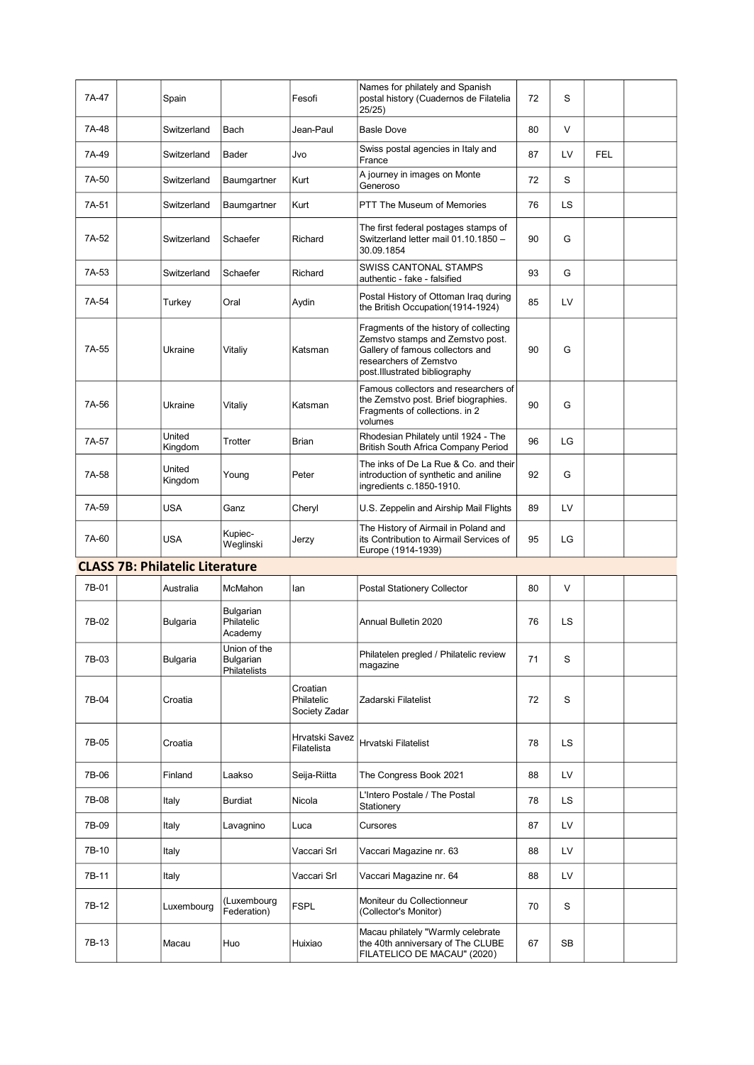| | | | | | | | | | |
|---|---|---|---|---|---|---|---|---|---|
| 7A-47 | | Spain | | Fesofi | Names for philately and Spanish postal history (Cuadernos de Filatelia 25/25) | 72 | S | | |
| 7A-48 | | Switzerland | Bach | Jean-Paul | Basle Dove | 80 | V | | |
| 7A-49 | | Switzerland | Bader | Jvo | Swiss postal agencies in Italy and France | 87 | LV | FEL | |
| 7A-50 | | Switzerland | Baumgartner | Kurt | A journey in images on Monte Generoso | 72 | S | | |
| 7A-51 | | Switzerland | Baumgartner | Kurt | PTT The Museum of Memories | 76 | LS | | |
| 7A-52 | | Switzerland | Schaefer | Richard | The first federal postages stamps of Switzerland letter mail 01.10.1850 – 30.09.1854 | 90 | G | | |
| 7A-53 | | Switzerland | Schaefer | Richard | SWISS CANTONAL STAMPS authentic - fake - falsified | 93 | G | | |
| 7A-54 | | Turkey | Oral | Aydin | Postal History of Ottoman Iraq during the British Occupation(1914-1924) | 85 | LV | | |
| 7A-55 | | Ukraine | Vitaliy | Katsman | Fragments of the history of collecting Zemstvo stamps and Zemstvo post. Gallery of famous collectors and researchers of Zemstvo post.Illustrated bibliography | 90 | G | | |
| 7A-56 | | Ukraine | Vitaliy | Katsman | Famous collectors and researchers of the Zemstvo post. Brief biographies. Fragments of collections. in 2 volumes | 90 | G | | |
| 7A-57 | | United Kingdom | Trotter | Brian | Rhodesian Philately until 1924 - The British South Africa Company Period | 96 | LG | | |
| 7A-58 | | United Kingdom | Young | Peter | The inks of De La Rue & Co. and their introduction of synthetic and aniline ingredients c.1850-1910. | 92 | G | | |
| 7A-59 | | USA | Ganz | Cheryl | U.S. Zeppelin and Airship Mail Flights | 89 | LV | | |
| 7A-60 | | USA | Kupiec-Weglinski | Jerzy | The History of Airmail in Poland and its Contribution to Airmail Services of Europe (1914-1939) | 95 | LG | | |

## CLASS 7B: Philatelic Literature

| | | | | | | | | | |
|---|---|---|---|---|---|---|---|---|---|
| 7B-01 | | Australia | McMahon | Ian | Postal Stationery Collector | 80 | V | | |
| 7B-02 | | Bulgaria | Bulgarian Philatelic Academy | | Annual Bulletin 2020 | 76 | LS | | |
| 7B-03 | | Bulgaria | Union of the Bulgarian Philatelists | | Philatelen pregled / Philatelic review magazine | 71 | S | | |
| 7B-04 | | Croatia | | Croatian Philatelic Society Zadar | Zadarski Filatelist | 72 | S | | |
| 7B-05 | | Croatia | | Hrvatski Savez Filatelista | Hrvatski Filatelist | 78 | LS | | |
| 7B-06 | | Finland | Laakso | Seija-Riitta | The Congress Book 2021 | 88 | LV | | |
| 7B-08 | | Italy | Burdiat | Nicola | L'Intero Postale / The Postal Stationery | 78 | LS | | |
| 7B-09 | | Italy | Lavagnino | Luca | Cursores | 87 | LV | | |
| 7B-10 | | Italy | | Vaccari Srl | Vaccari Magazine nr. 63 | 88 | LV | | |
| 7B-11 | | Italy | | Vaccari Srl | Vaccari Magazine nr. 64 | 88 | LV | | |
| 7B-12 | | Luxembourg | (Luxembourg Federation) | FSPL | Moniteur du Collectionneur (Collector's Monitor) | 70 | S | | |
| 7B-13 | | Macau | Huo | Huixiao | Macau philately "Warmly celebrate the 40th anniversary of The CLUBE FILATELICO DE MACAU" (2020) | 67 | SB | | |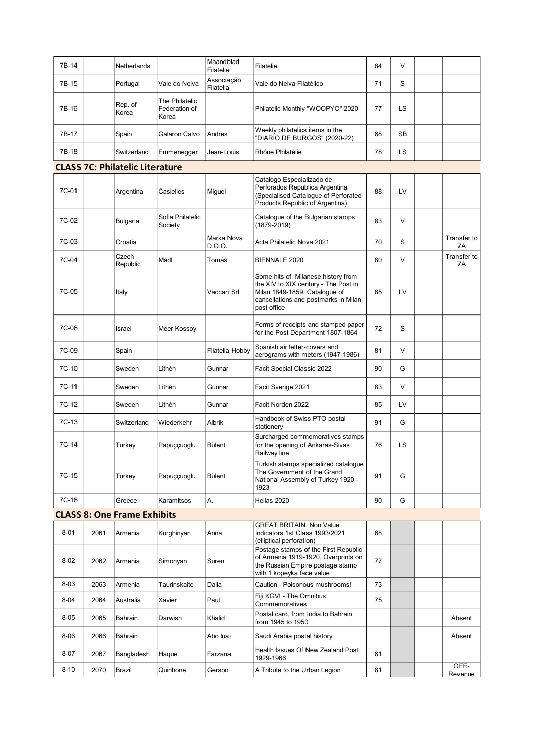| | | | | | | | | | |
|---|---|---|---|---|---|---|---|---|---|
| 7B-14 | | Netherlands | | Maandblad Filatelie | Filatelie | 84 | V | | |
| 7B-15 | | Portugal | Vale do Neiva | Associação Filatelia | Vale do Neiva Filatélico | 71 | S | | |
| 7B-16 | | Rep. of Korea | The Philatelic Federation of Korea | | Philatelic Monthly "WOOPYO" 2020 | 77 | LS | | |
| 7B-17 | | Spain | Galaron Calvo | Andres | Weekly philatelics items in the "DIARIO DE BURGOS" (2020-22) | 68 | SB | | |
| 7B-18 | | Switzerland | Emmenegger | Jean-Louis | Rhône Philatélie | 78 | LS | | |

## CLASS 7C: Philatelic Literature

| | | | | | | | | | |
|---|---|---|---|---|---|---|---|---|---|
| 7C-01 | | Argentina | Casielles | Miguel | Catalogo Especializado de Perforados Republica Argentina (Specialised Catalogue of Perforated Products Republic of Argentina) | 88 | LV | | |
| 7C-02 | | Bulgaria | Sofia Philatelic Society | | Catalogue of the Bulgarian stamps (1879-2019) | 83 | V | | |
| 7C-03 | | Croatia | | Marka Nova D.O.O. | Acta Philatelic Nova 2021 | 70 | S | | Transfer to 7A |
| 7C-04 | | Czech Republic | Mádl | Tomáš | BIENNALE 2020 | 80 | V | | Transfer to 7A |
| 7C-05 | | Italy | | Vaccari Srl | Some hits of Milanese history from the XIV to XIX century - The Post in Milan 1849-1859. Catalogue of cancellations and postmarks in Milan post office | 85 | LV | | |
| 7C-06 | | Israel | Meer Kossoy | | Forms of receipts and stamped paper for the Post Department 1807-1864 | 72 | S | | |
| 7C-09 | | Spain | | Filatelia Hobby | Spanish air letter-covers and aerograms with meters (1947-1986) | 81 | V | | |
| 7C-10 | | Sweden | Lithén | Gunnar | Facit Special Classic 2022 | 90 | G | | |
| 7C-11 | | Sweden | Lithén | Gunnar | Facit Sverige 2021 | 83 | V | | |
| 7C-12 | | Sweden | Lithén | Gunnar | Facit Norden 2022 | 85 | LV | | |
| 7C-13 | | Switzerland | Wiederkehr | Albrik | Handbook of Swiss PTO postal stationery | 91 | G | | |
| 7C-14 | | Turkey | Papuççuoglu | Bülent | Surcharged commemoratives stamps for the opening of Ankaras-Sivas Railway line | 76 | LS | | |
| 7C-15 | | Turkey | Papuççuoglu | Bülent | Turkish stamps specialized catalogue The Government of the Grand National Assembly of Turkey 1920 - 1923 | 91 | G | | |
| 7C-16 | | Greece | Karamitsos | A. | Hellas 2020 | 90 | G | | |

## CLASS 8: One Frame Exhibits

| | | | | | | | | | |
|---|---|---|---|---|---|---|---|---|---|
| 8-01 | 2061 | Armenia | Kurghinyan | Anna | GREAT BRITAIN. Non Value Indicators.1st Class 1993/2021 (elliptical perforation) | 68 | | | |
| 8-02 | 2062 | Armenia | Simonyan | Suren | Postage stamps of the First Republic of Armenia 1919-1920. Overprints on the Russian Empire postage stamp with 1 kopeyka face value | 77 | | | |
| 8-03 | 2063 | Armenia | Taurinskaite | Dalia | Caution - Poisonous mushrooms! | 73 | | | |
| 8-04 | 2064 | Australia | Xavier | Paul | Fiji KGVI - The Omnibus Commemoratives | 75 | | | |
| 8-05 | 2065 | Bahrain | Darwish | Khalid | Postal card, from India to Bahrain from 1945 to 1950 | | | | Absent |
| 8-06 | 2066 | Bahrain | | Abo luai | Saudi Arabia postal history | | | | Absent |
| 8-07 | 2067 | Bangladesh | Haque | Farzana | Health Issues Of New Zealand Post 1929-1966 | 61 | | | |
| 8-10 | 2070 | Brazil | Quinhone | Gerson | A Tribute to the Urban Legion | 81 | | | OFE-Revenue |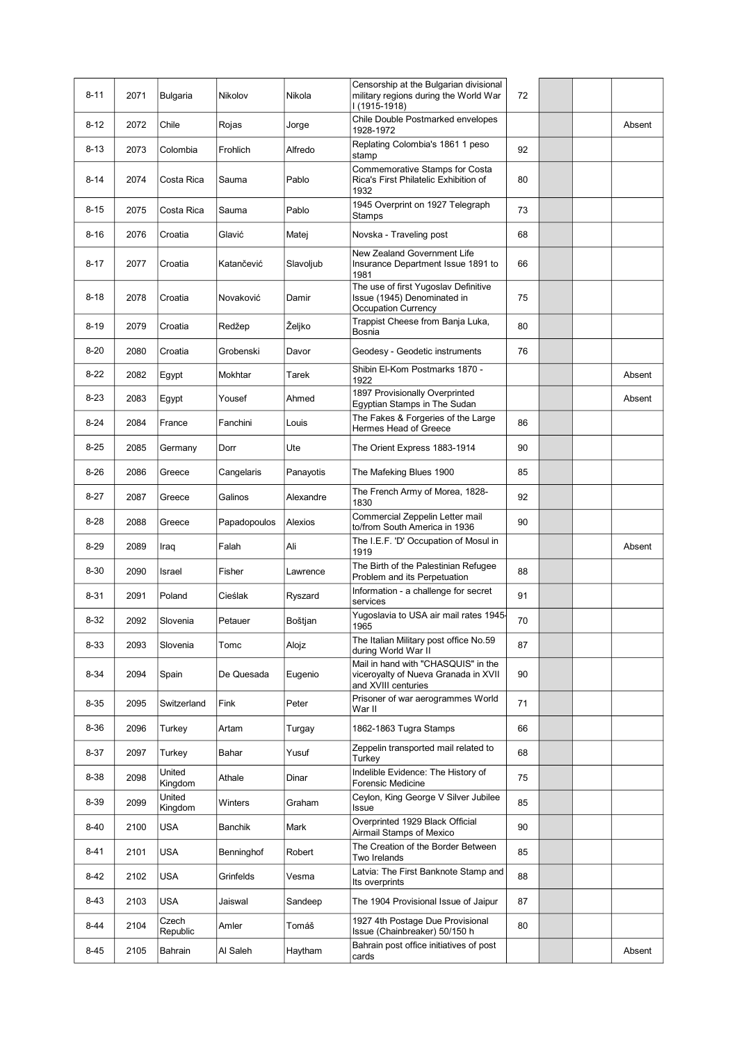| | | | | | | | | | |
|---|---|---|---|---|---|---|---|---|---|
| 8-11 | 2071 | Bulgaria | Nikolov | Nikola | Censorship at the Bulgarian divisional military regions during the World War I (1915-1918) | 72 | | | |
| 8-12 | 2072 | Chile | Rojas | Jorge | Chile Double Postmarked envelopes 1928-1972 | | | | Absent |
| 8-13 | 2073 | Colombia | Frohlich | Alfredo | Replating Colombia's 1861 1 peso stamp | 92 | | | |
| 8-14 | 2074 | Costa Rica | Sauma | Pablo | Commemorative Stamps for Costa Rica's First Philatelic Exhibition of 1932 | 80 | | | |
| 8-15 | 2075 | Costa Rica | Sauma | Pablo | 1945 Overprint on 1927 Telegraph Stamps | 73 | | | |
| 8-16 | 2076 | Croatia | Glavić | Matej | Novska - Traveling post | 68 | | | |
| 8-17 | 2077 | Croatia | Katančević | Slavoljub | New Zealand Government Life Insurance Department Issue 1891 to 1981 | 66 | | | |
| 8-18 | 2078 | Croatia | Novaković | Damir | The use of first Yugoslav Definitive Issue (1945) Denominated in Occupation Currency | 75 | | | |
| 8-19 | 2079 | Croatia | Redžep | Željko | Trappist Cheese from Banja Luka, Bosnia | 80 | | | |
| 8-20 | 2080 | Croatia | Grobenski | Davor | Geodesy - Geodetic instruments | 76 | | | |
| 8-22 | 2082 | Egypt | Mokhtar | Tarek | Shibin El-Kom Postmarks 1870 - 1922 | | | | Absent |
| 8-23 | 2083 | Egypt | Yousef | Ahmed | 1897 Provisionally Overprinted Egyptian Stamps in The Sudan | | | | Absent |
| 8-24 | 2084 | France | Fanchini | Louis | The Fakes & Forgeries of the Large Hermes Head of Greece | 86 | | | |
| 8-25 | 2085 | Germany | Dorr | Ute | The Orient Express 1883-1914 | 90 | | | |
| 8-26 | 2086 | Greece | Cangelaris | Panayotis | The Mafeking Blues 1900 | 85 | | | |
| 8-27 | 2087 | Greece | Galinos | Alexandre | The French Army of Morea, 1828-1830 | 92 | | | |
| 8-28 | 2088 | Greece | Papadopoulos | Alexios | Commercial Zeppelin Letter mail to/from South America in 1936 | 90 | | | |
| 8-29 | 2089 | Iraq | Falah | Ali | The I.E.F. 'D' Occupation of Mosul in 1919 | | | | Absent |
| 8-30 | 2090 | Israel | Fisher | Lawrence | The Birth of the Palestinian Refugee Problem and its Perpetuation | 88 | | | |
| 8-31 | 2091 | Poland | Cieślak | Ryszard | Information - a challenge for secret services | 91 | | | |
| 8-32 | 2092 | Slovenia | Petauer | Boštjan | Yugoslavia to USA air mail rates 1945-1965 | 70 | | | |
| 8-33 | 2093 | Slovenia | Tomc | Alojz | The Italian Military post office No.59 during World War II | 87 | | | |
| 8-34 | 2094 | Spain | De Quesada | Eugenio | Mail in hand with "CHASQUIS" in the viceroyalty of Nueva Granada in XVII and XVIII centuries | 90 | | | |
| 8-35 | 2095 | Switzerland | Fink | Peter | Prisoner of war aerogrammes World War II | 71 | | | |
| 8-36 | 2096 | Turkey | Artam | Turgay | 1862-1863 Tugra Stamps | 66 | | | |
| 8-37 | 2097 | Turkey | Bahar | Yusuf | Zeppelin transported mail related to Turkey | 68 | | | |
| 8-38 | 2098 | United Kingdom | Athale | Dinar | Indelible Evidence: The History of Forensic Medicine | 75 | | | |
| 8-39 | 2099 | United Kingdom | Winters | Graham | Ceylon, King George V Silver Jubilee Issue | 85 | | | |
| 8-40 | 2100 | USA | Banchik | Mark | Overprinted 1929 Black Official Airmail Stamps of Mexico | 90 | | | |
| 8-41 | 2101 | USA | Benninghof | Robert | The Creation of the Border Between Two Irelands | 85 | | | |
| 8-42 | 2102 | USA | Grinfelds | Vesma | Latvia: The First Banknote Stamp and Its overprints | 88 | | | |
| 8-43 | 2103 | USA | Jaiswal | Sandeep | The 1904 Provisional Issue of Jaipur | 87 | | | |
| 8-44 | 2104 | Czech Republic | Amler | Tomáš | 1927 4th Postage Due Provisional Issue (Chainbreaker) 50/150 h | 80 | | | |
| 8-45 | 2105 | Bahrain | Al Saleh | Haytham | Bahrain post office initiatives of post cards | | | | Absent |